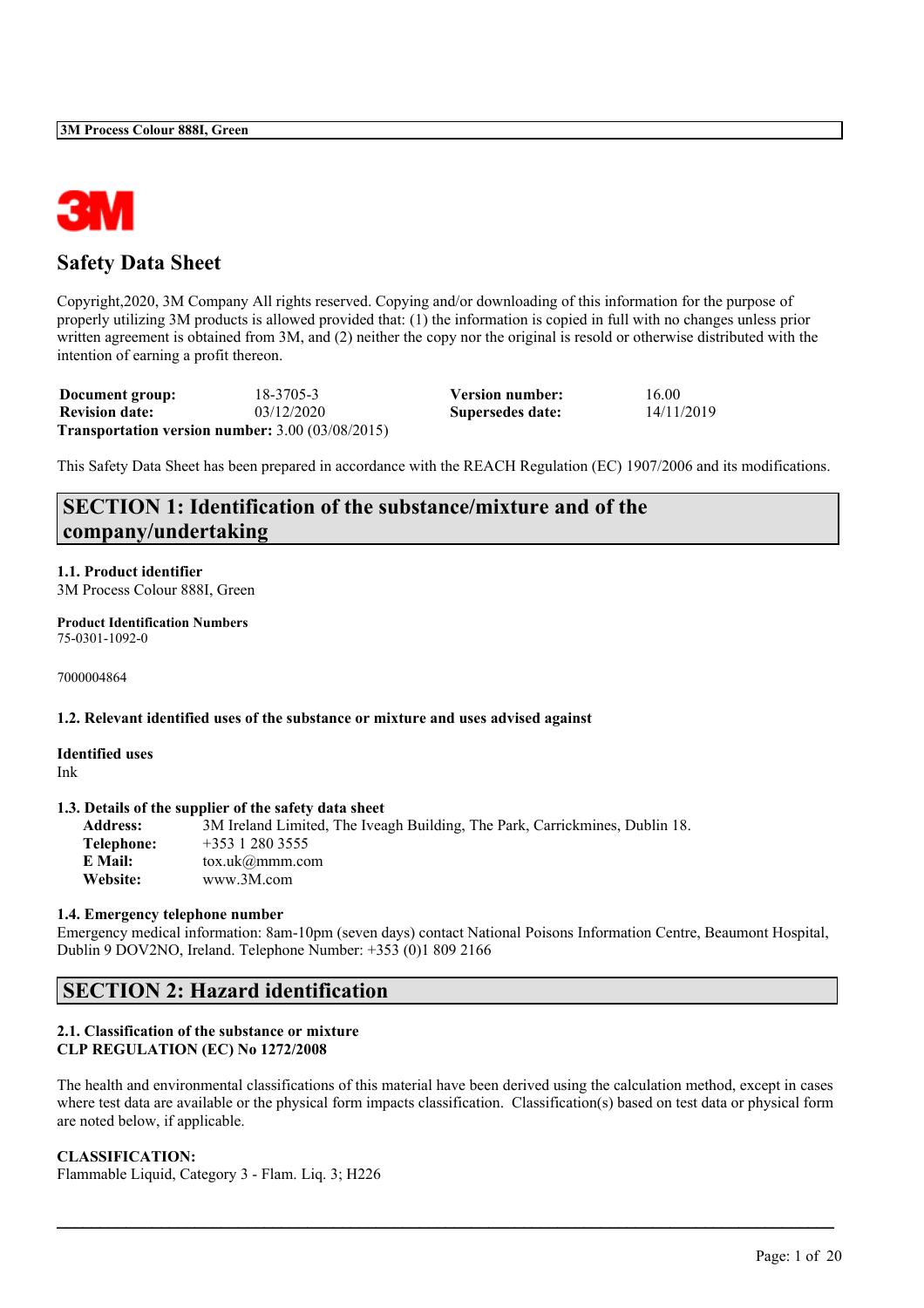# Safety Data Sheet

Copyright,2020, 3M Company All rights reserved. Copying and/or downloading of this information for the purpose of properly utilizing 3M products is allowed provided that: (1) the information is copied in full with no changes unless prior written agreement is obtained from 3M, and (2) neither the copy nor the original is resold or otherwise distributed with the intention of earning a profit thereon.

| | | | |
|---|---|---|---|
| **Document group:** | 18-3705-3 | **Version number:** | 16.00 |
| **Revision date:** | 03/12/2020 | **Supersedes date:** | 14/11/2019 |

**Transportation version number:** 3.00 (03/08/2015)

This Safety Data Sheet has been prepared in accordance with the REACH Regulation (EC) 1907/2006 and its modifications.

## SECTION 1: Identification of the substance/mixture and of the company/undertaking

**1.1. Product identifier**

3M Process Colour 888I, Green

**Product Identification Numbers**

75-0301-1092-0

7000004864

**1.2. Relevant identified uses of the substance or mixture and uses advised against**

**Identified uses**

Ink

**1.3. Details of the supplier of the safety data sheet**

**Address:** 3M Ireland Limited, The Iveagh Building, The Park, Carrickmines, Dublin 18.
**Telephone:** +353 1 280 3555
**E Mail:** tox.uk@mmm.com
**Website:** www.3M.com

**1.4. Emergency telephone number**

Emergency medical information: 8am-10pm (seven days) contact National Poisons Information Centre, Beaumont Hospital, Dublin 9 DOV2NO, Ireland. Telephone Number: +353 (0)1 809 2166

## SECTION 2: Hazard identification

**2.1. Classification of the substance or mixture**
**CLP REGULATION (EC) No 1272/2008**

The health and environmental classifications of this material have been derived using the calculation method, except in cases where test data are available or the physical form impacts classification. Classification(s) based on test data or physical form are noted below, if applicable.

**CLASSIFICATION:**

Flammable Liquid, Category 3 - Flam. Liq. 3; H226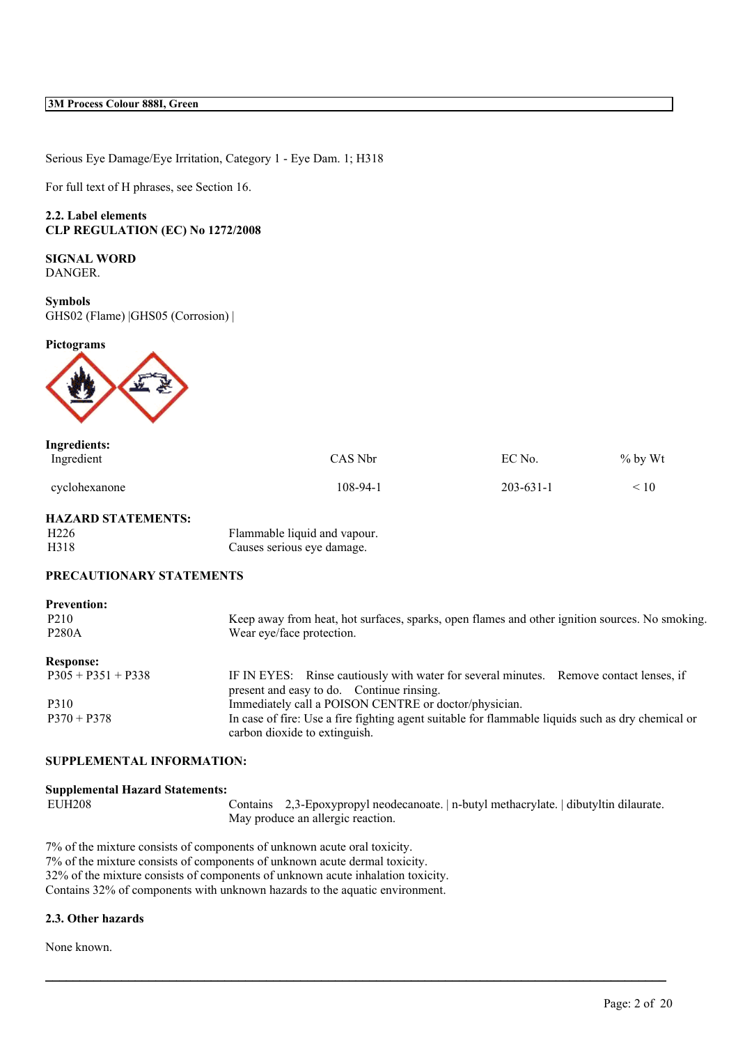Serious Eye Damage/Eye Irritation, Category 1 - Eye Dam. 1; H318

For full text of H phrases, see Section 16.

**2.2. Label elements**
**CLP REGULATION (EC) No 1272/2008**

**SIGNAL WORD**
DANGER.

**Symbols**
GHS02 (Flame) |GHS05 (Corrosion) |

**Pictograms**

**Ingredients:**

| Ingredient | CAS Nbr | EC No. | % by Wt |
|---|---|---|---|
| cyclohexanone | 108-94-1 | 203-631-1 | < 10 |

**HAZARD STATEMENTS:**

| | |
|---|---|
| H226 | Flammable liquid and vapour. |
| H318 | Causes serious eye damage. |

**PRECAUTIONARY STATEMENTS**

**Prevention:**

| | |
|---|---|
| P210 | Keep away from heat, hot surfaces, sparks, open flames and other ignition sources. No smoking. |
| P280A | Wear eye/face protection. |

**Response:**

| | |
|---|---|
| P305 + P351 + P338 | IF IN EYES: Rinse cautiously with water for several minutes. Remove contact lenses, if present and easy to do. Continue rinsing. |
| P310 | Immediately call a POISON CENTRE or doctor/physician. |
| P370 + P378 | In case of fire: Use a fire fighting agent suitable for flammable liquids such as dry chemical or carbon dioxide to extinguish. |

**SUPPLEMENTAL INFORMATION:**

**Supplemental Hazard Statements:**

| | |
|---|---|
| EUH208 | Contains 2,3-Epoxypropyl neodecanoate. \| n-butyl methacrylate. \| dibutyltin dilaurate. May produce an allergic reaction. |

7% of the mixture consists of components of unknown acute oral toxicity.
7% of the mixture consists of components of unknown acute dermal toxicity.
32% of the mixture consists of components of unknown acute inhalation toxicity.
Contains 32% of components with unknown hazards to the aquatic environment.

**2.3. Other hazards**

None known.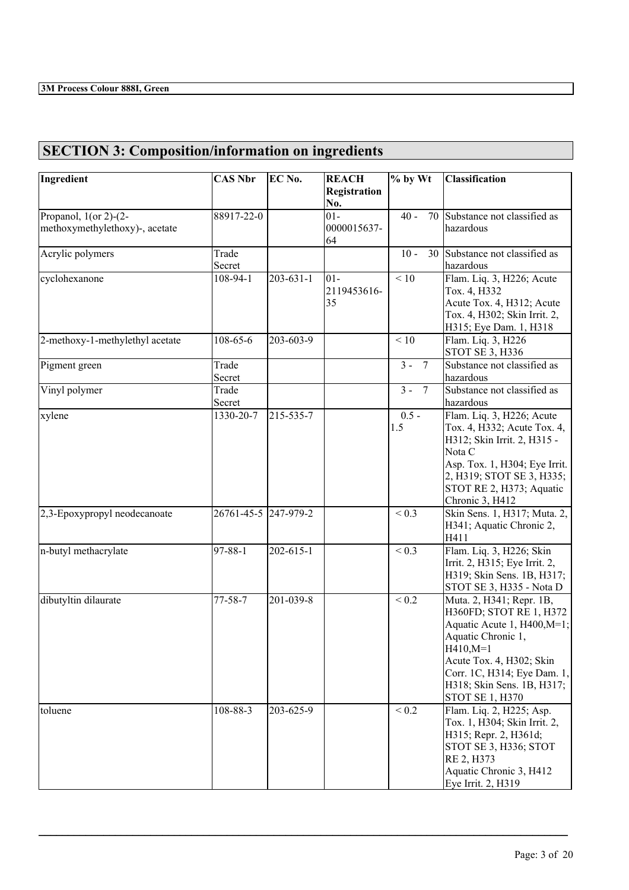## SECTION 3: Composition/information on ingredients

| Ingredient | CAS Nbr | EC No. | REACH Registration No. | % by Wt | Classification |
|---|---|---|---|---|---|
| Propanol, 1(or 2)-(2-methoxymethylethoxy)-, acetate | 88917-22-0 | | 01-0000015637-64 | 40 - 70 | Substance not classified as hazardous |
| Acrylic polymers | Trade Secret | | | 10 - 30 | Substance not classified as hazardous |
| cyclohexanone | 108-94-1 | 203-631-1 | 01-2119453616-35 | < 10 | Flam. Liq. 3, H226; Acute Tox. 4, H332<br>Acute Tox. 4, H312; Acute Tox. 4, H302; Skin Irrit. 2, H315; Eye Dam. 1, H318 |
| 2-methoxy-1-methylethyl acetate | 108-65-6 | 203-603-9 | | < 10 | Flam. Liq. 3, H226<br>STOT SE 3, H336 |
| Pigment green | Trade Secret | | | 3 - 7 | Substance not classified as hazardous |
| Vinyl polymer | Trade Secret | | | 3 - 7 | Substance not classified as hazardous |
| xylene | 1330-20-7 | 215-535-7 | | 0.5 - 1.5 | Flam. Liq. 3, H226; Acute Tox. 4, H332; Acute Tox. 4, H312; Skin Irrit. 2, H315 - Nota C<br>Asp. Tox. 1, H304; Eye Irrit. 2, H319; STOT SE 3, H335; STOT RE 2, H373; Aquatic Chronic 3, H412 |
| 2,3-Epoxypropyl neodecanoate | 26761-45-5 | 247-979-2 | | < 0.3 | Skin Sens. 1, H317; Muta. 2, H341; Aquatic Chronic 2, H411 |
| n-butyl methacrylate | 97-88-1 | 202-615-1 | | < 0.3 | Flam. Liq. 3, H226; Skin Irrit. 2, H315; Eye Irrit. 2, H319; Skin Sens. 1B, H317; STOT SE 3, H335 - Nota D |
| dibutyltin dilaurate | 77-58-7 | 201-039-8 | | < 0.2 | Muta. 2, H341; Repr. 1B, H360FD; STOT RE 1, H372<br>Aquatic Acute 1, H400,M=1; Aquatic Chronic 1, H410,M=1<br>Acute Tox. 4, H302; Skin Corr. 1C, H314; Eye Dam. 1, H318; Skin Sens. 1B, H317; STOT SE 1, H370 |
| toluene | 108-88-3 | 203-625-9 | | < 0.2 | Flam. Liq. 2, H225; Asp. Tox. 1, H304; Skin Irrit. 2, H315; Repr. 2, H361d; STOT SE 3, H336; STOT RE 2, H373<br>Aquatic Chronic 3, H412<br>Eye Irrit. 2, H319 |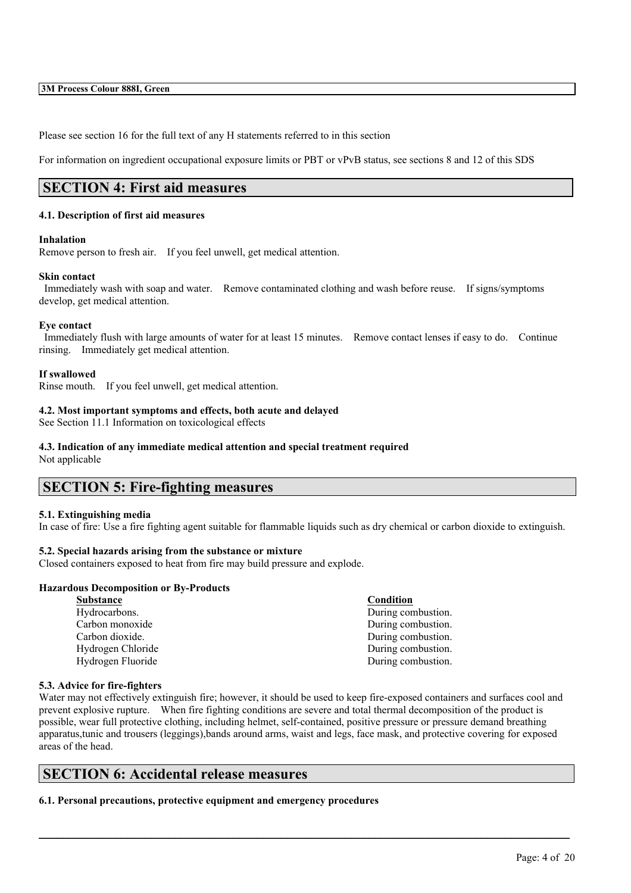Please see section 16 for the full text of any H statements referred to in this section

For information on ingredient occupational exposure limits or PBT or vPvB status, see sections 8 and 12 of this SDS

## SECTION 4: First aid measures

### 4.1. Description of first aid measures

**Inhalation**
Remove person to fresh air. If you feel unwell, get medical attention.

**Skin contact**
Immediately wash with soap and water. Remove contaminated clothing and wash before reuse. If signs/symptoms develop, get medical attention.

**Eye contact**
Immediately flush with large amounts of water for at least 15 minutes. Remove contact lenses if easy to do. Continue rinsing. Immediately get medical attention.

**If swallowed**
Rinse mouth. If you feel unwell, get medical attention.

### 4.2. Most important symptoms and effects, both acute and delayed

See Section 11.1 Information on toxicological effects

### 4.3. Indication of any immediate medical attention and special treatment required

Not applicable

## SECTION 5: Fire-fighting measures

### 5.1. Extinguishing media

In case of fire: Use a fire fighting agent suitable for flammable liquids such as dry chemical or carbon dioxide to extinguish.

### 5.2. Special hazards arising from the substance or mixture

Closed containers exposed to heat from fire may build pressure and explode.

**Hazardous Decomposition or By-Products**

| Substance | Condition |
| --- | --- |
| Hydrocarbons. | During combustion. |
| Carbon monoxide | During combustion. |
| Carbon dioxide. | During combustion. |
| Hydrogen Chloride | During combustion. |
| Hydrogen Fluoride | During combustion. |

### 5.3. Advice for fire-fighters

Water may not effectively extinguish fire; however, it should be used to keep fire-exposed containers and surfaces cool and prevent explosive rupture. When fire fighting conditions are severe and total thermal decomposition of the product is possible, wear full protective clothing, including helmet, self-contained, positive pressure or pressure demand breathing apparatus,tunic and trousers (leggings),bands around arms, waist and legs, face mask, and protective covering for exposed areas of the head.

## SECTION 6: Accidental release measures

### 6.1. Personal precautions, protective equipment and emergency procedures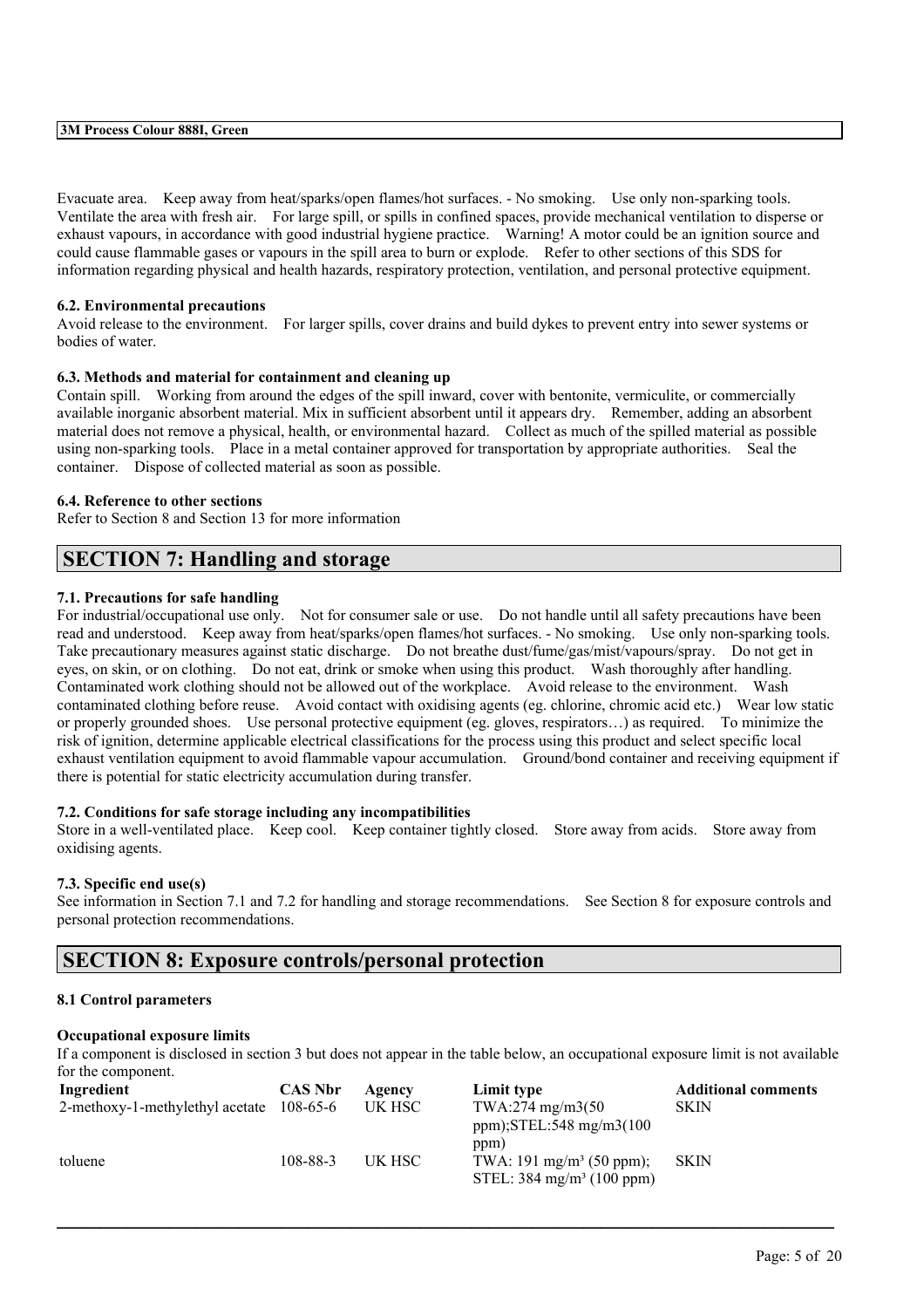Evacuate area. Keep away from heat/sparks/open flames/hot surfaces. - No smoking. Use only non-sparking tools. Ventilate the area with fresh air. For large spill, or spills in confined spaces, provide mechanical ventilation to disperse or exhaust vapours, in accordance with good industrial hygiene practice. Warning! A motor could be an ignition source and could cause flammable gases or vapours in the spill area to burn or explode. Refer to other sections of this SDS for information regarding physical and health hazards, respiratory protection, ventilation, and personal protective equipment.

### 6.2. Environmental precautions

Avoid release to the environment. For larger spills, cover drains and build dykes to prevent entry into sewer systems or bodies of water.

### 6.3. Methods and material for containment and cleaning up

Contain spill. Working from around the edges of the spill inward, cover with bentonite, vermiculite, or commercially available inorganic absorbent material. Mix in sufficient absorbent until it appears dry. Remember, adding an absorbent material does not remove a physical, health, or environmental hazard. Collect as much of the spilled material as possible using non-sparking tools. Place in a metal container approved for transportation by appropriate authorities. Seal the container. Dispose of collected material as soon as possible.

### 6.4. Reference to other sections

Refer to Section 8 and Section 13 for more information

## SECTION 7: Handling and storage

### 7.1. Precautions for safe handling

For industrial/occupational use only. Not for consumer sale or use. Do not handle until all safety precautions have been read and understood. Keep away from heat/sparks/open flames/hot surfaces. - No smoking. Use only non-sparking tools. Take precautionary measures against static discharge. Do not breathe dust/fume/gas/mist/vapours/spray. Do not get in eyes, on skin, or on clothing. Do not eat, drink or smoke when using this product. Wash thoroughly after handling. Contaminated work clothing should not be allowed out of the workplace. Avoid release to the environment. Wash contaminated clothing before reuse. Avoid contact with oxidising agents (eg. chlorine, chromic acid etc.) Wear low static or properly grounded shoes. Use personal protective equipment (eg. gloves, respirators…) as required. To minimize the risk of ignition, determine applicable electrical classifications for the process using this product and select specific local exhaust ventilation equipment to avoid flammable vapour accumulation. Ground/bond container and receiving equipment if there is potential for static electricity accumulation during transfer.

### 7.2. Conditions for safe storage including any incompatibilities

Store in a well-ventilated place. Keep cool. Keep container tightly closed. Store away from acids. Store away from oxidising agents.

### 7.3. Specific end use(s)

See information in Section 7.1 and 7.2 for handling and storage recommendations. See Section 8 for exposure controls and personal protection recommendations.

## SECTION 8: Exposure controls/personal protection

### 8.1 Control parameters

#### Occupational exposure limits

If a component is disclosed in section 3 but does not appear in the table below, an occupational exposure limit is not available for the component.

| Ingredient | CAS Nbr | Agency | Limit type | Additional comments |
|---|---|---|---|---|
| 2-methoxy-1-methylethyl acetate | 108-65-6 | UK HSC | TWA:274 mg/m3(50 ppm);STEL:548 mg/m3(100 ppm) | SKIN |
| toluene | 108-88-3 | UK HSC | TWA: 191 mg/m³ (50 ppm); STEL: 384 mg/m³ (100 ppm) | SKIN |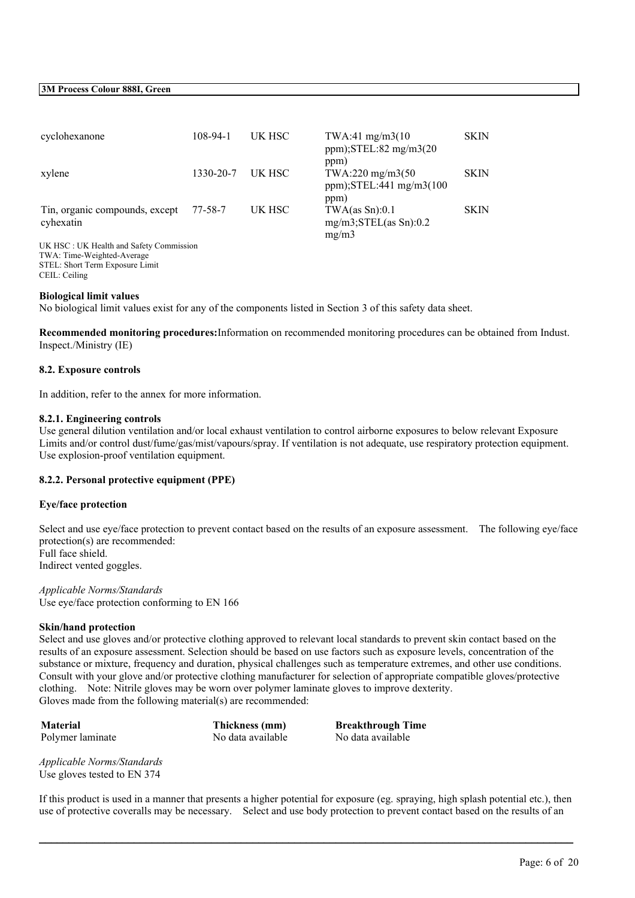| | | | | |
|---|---|---|---|---|
| cyclohexanone | 108-94-1 | UK HSC | TWA:41 mg/m3(10 ppm);STEL:82 mg/m3(20 ppm) | SKIN |
| xylene | 1330-20-7 | UK HSC | TWA:220 mg/m3(50 ppm);STEL:441 mg/m3(100 ppm) | SKIN |
| Tin, organic compounds, except cyhexatin | 77-58-7 | UK HSC | TWA(as Sn):0.1 mg/m3;STEL(as Sn):0.2 mg/m3 | SKIN |

UK HSC : UK Health and Safety Commission
TWA: Time-Weighted-Average
STEL: Short Term Exposure Limit
CEIL: Ceiling

**Biological limit values**
No biological limit values exist for any of the components listed in Section 3 of this safety data sheet.

**Recommended monitoring procedures:**Information on recommended monitoring procedures can be obtained from Indust. Inspect./Ministry (IE)

**8.2. Exposure controls**

In addition, refer to the annex for more information.

**8.2.1. Engineering controls**
Use general dilution ventilation and/or local exhaust ventilation to control airborne exposures to below relevant Exposure Limits and/or control dust/fume/gas/mist/vapours/spray. If ventilation is not adequate, use respiratory protection equipment. Use explosion-proof ventilation equipment.

**8.2.2. Personal protective equipment (PPE)**

**Eye/face protection**

Select and use eye/face protection to prevent contact based on the results of an exposure assessment. The following eye/face protection(s) are recommended:
Full face shield.
Indirect vented goggles.

*Applicable Norms/Standards*
Use eye/face protection conforming to EN 166

**Skin/hand protection**
Select and use gloves and/or protective clothing approved to relevant local standards to prevent skin contact based on the results of an exposure assessment. Selection should be based on use factors such as exposure levels, concentration of the substance or mixture, frequency and duration, physical challenges such as temperature extremes, and other use conditions. Consult with your glove and/or protective clothing manufacturer for selection of appropriate compatible gloves/protective clothing. Note: Nitrile gloves may be worn over polymer laminate gloves to improve dexterity.
Gloves made from the following material(s) are recommended:

| Material | Thickness (mm) | Breakthrough Time |
|---|---|---|
| Polymer laminate | No data available | No data available |

*Applicable Norms/Standards*
Use gloves tested to EN 374

If this product is used in a manner that presents a higher potential for exposure (eg. spraying, high splash potential etc.), then use of protective coveralls may be necessary. Select and use body protection to prevent contact based on the results of an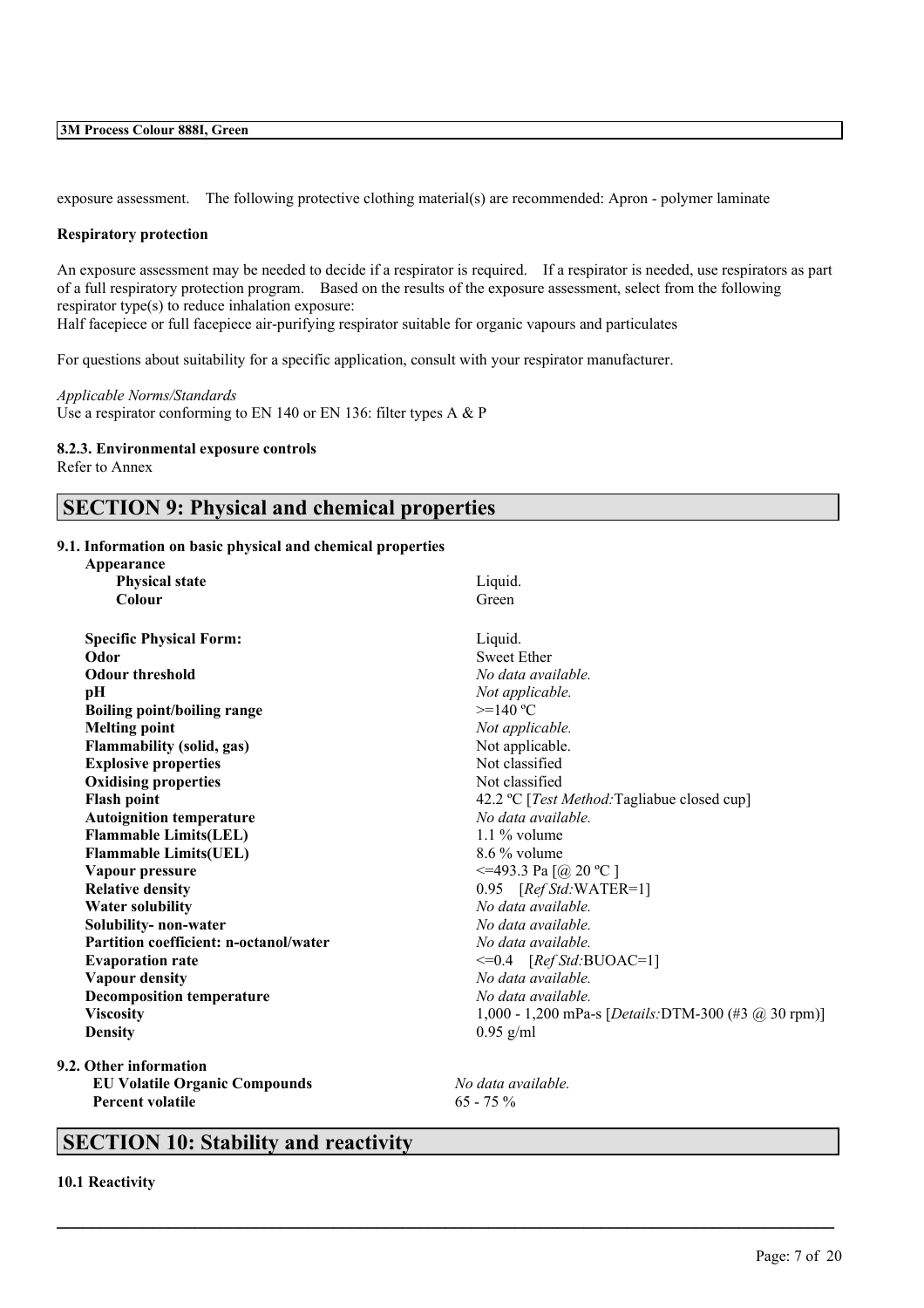exposure assessment. The following protective clothing material(s) are recommended: Apron - polymer laminate

**Respiratory protection**

An exposure assessment may be needed to decide if a respirator is required. If a respirator is needed, use respirators as part of a full respiratory protection program. Based on the results of the exposure assessment, select from the following respirator type(s) to reduce inhalation exposure:
Half facepiece or full facepiece air-purifying respirator suitable for organic vapours and particulates

For questions about suitability for a specific application, consult with your respirator manufacturer.

*Applicable Norms/Standards*
Use a respirator conforming to EN 140 or EN 136: filter types A & P

**8.2.3. Environmental exposure controls**
Refer to Annex

## SECTION 9: Physical and chemical properties

**9.1. Information on basic physical and chemical properties**

| | |
|---|---|
| **Appearance** | |
| **Physical state** | Liquid. |
| **Colour** | Green |
| **Specific Physical Form:** | Liquid. |
| **Odor** | Sweet Ether |
| **Odour threshold** | *No data available.* |
| **pH** | *Not applicable.* |
| **Boiling point/boiling range** | >=140 ºC |
| **Melting point** | *Not applicable.* |
| **Flammability (solid, gas)** | Not applicable. |
| **Explosive properties** | Not classified |
| **Oxidising properties** | Not classified |
| **Flash point** | 42.2 ºC [*Test Method:*Tagliabue closed cup] |
| **Autoignition temperature** | *No data available.* |
| **Flammable Limits(LEL)** | 1.1 % volume |
| **Flammable Limits(UEL)** | 8.6 % volume |
| **Vapour pressure** | <=493.3 Pa [@ 20 ºC ] |
| **Relative density** | 0.95 [*Ref Std:*WATER=1] |
| **Water solubility** | *No data available.* |
| **Solubility- non-water** | *No data available.* |
| **Partition coefficient: n-octanol/water** | *No data available.* |
| **Evaporation rate** | <=0.4 [*Ref Std:*BUOAC=1] |
| **Vapour density** | *No data available.* |
| **Decomposition temperature** | *No data available.* |
| **Viscosity** | 1,000 - 1,200 mPa-s [*Details:*DTM-300 (#3 @ 30 rpm)] |
| **Density** | 0.95 g/ml |

**9.2. Other information**

| | |
|---|---|
| **EU Volatile Organic Compounds** | *No data available.* |
| **Percent volatile** | 65 - 75 % |

## SECTION 10: Stability and reactivity

**10.1 Reactivity**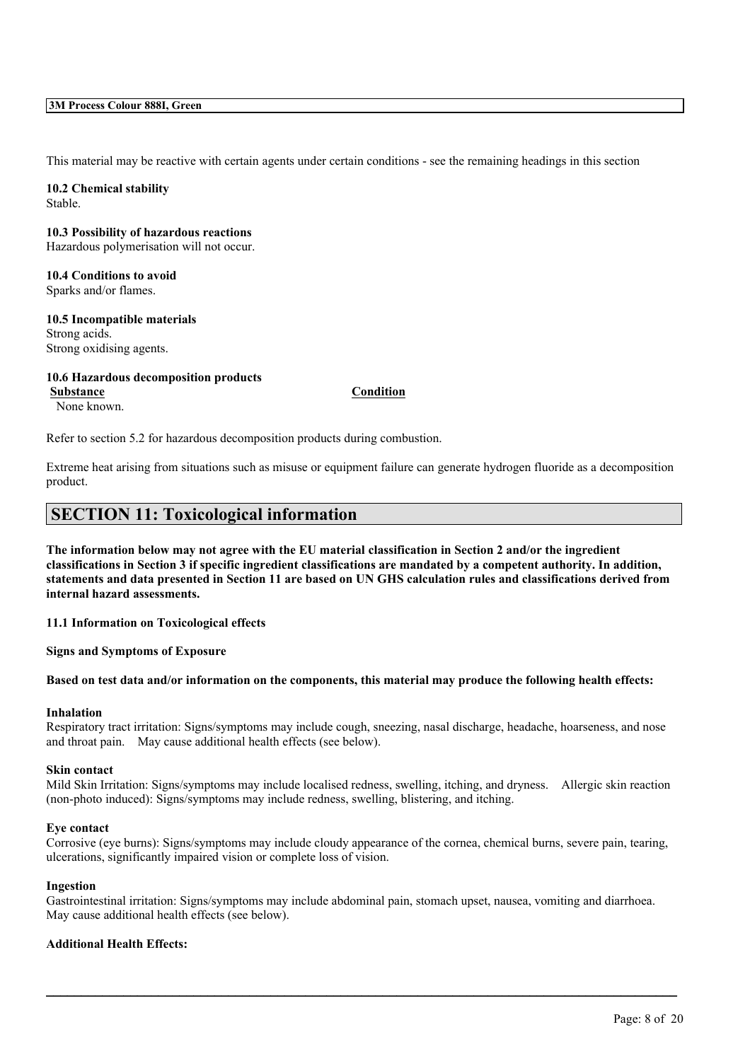This material may be reactive with certain agents under certain conditions - see the remaining headings in this section

**10.2 Chemical stability**
Stable.

**10.3 Possibility of hazardous reactions**
Hazardous polymerisation will not occur.

**10.4 Conditions to avoid**
Sparks and/or flames.

**10.5 Incompatible materials**
Strong acids.
Strong oxidising agents.

**10.6 Hazardous decomposition products**

| Substance | Condition |
|---|---|
| None known. | |

Refer to section 5.2 for hazardous decomposition products during combustion.

Extreme heat arising from situations such as misuse or equipment failure can generate hydrogen fluoride as a decomposition product.

## SECTION 11: Toxicological information

**The information below may not agree with the EU material classification in Section 2 and/or the ingredient classifications in Section 3 if specific ingredient classifications are mandated by a competent authority. In addition, statements and data presented in Section 11 are based on UN GHS calculation rules and classifications derived from internal hazard assessments.**

**11.1 Information on Toxicological effects**

**Signs and Symptoms of Exposure**

**Based on test data and/or information on the components, this material may produce the following health effects:**

**Inhalation**
Respiratory tract irritation: Signs/symptoms may include cough, sneezing, nasal discharge, headache, hoarseness, and nose and throat pain. May cause additional health effects (see below).

**Skin contact**
Mild Skin Irritation: Signs/symptoms may include localised redness, swelling, itching, and dryness. Allergic skin reaction (non-photo induced): Signs/symptoms may include redness, swelling, blistering, and itching.

**Eye contact**
Corrosive (eye burns): Signs/symptoms may include cloudy appearance of the cornea, chemical burns, severe pain, tearing, ulcerations, significantly impaired vision or complete loss of vision.

**Ingestion**
Gastrointestinal irritation: Signs/symptoms may include abdominal pain, stomach upset, nausea, vomiting and diarrhoea. May cause additional health effects (see below).

**Additional Health Effects:**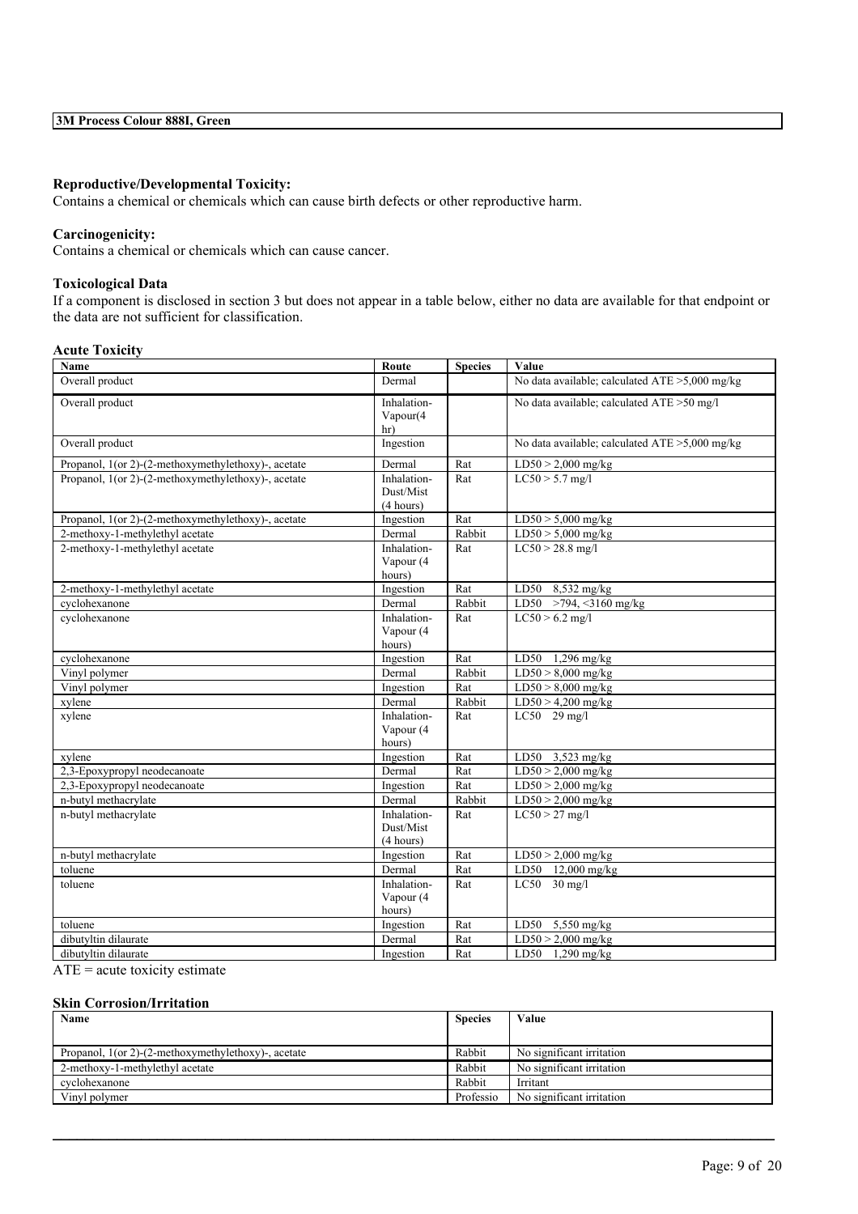**Reproductive/Developmental Toxicity:**
Contains a chemical or chemicals which can cause birth defects or other reproductive harm.

**Carcinogenicity:**
Contains a chemical or chemicals which can cause cancer.

**Toxicological Data**
If a component is disclosed in section 3 but does not appear in a table below, either no data are available for that endpoint or the data are not sufficient for classification.

**Acute Toxicity**

| Name | Route | Species | Value |
|---|---|---|---|
| Overall product | Dermal | | No data available; calculated ATE >5,000 mg/kg |
| Overall product | Inhalation-Vapour(4 hr) | | No data available; calculated ATE >50 mg/l |
| Overall product | Ingestion | | No data available; calculated ATE >5,000 mg/kg |
| Propanol, 1(or 2)-(2-methoxymethylethoxy)-, acetate | Dermal | Rat | LD50 > 2,000 mg/kg |
| Propanol, 1(or 2)-(2-methoxymethylethoxy)-, acetate | Inhalation-Dust/Mist (4 hours) | Rat | LC50 > 5.7 mg/l |
| Propanol, 1(or 2)-(2-methoxymethylethoxy)-, acetate | Ingestion | Rat | LD50 > 5,000 mg/kg |
| 2-methoxy-1-methylethyl acetate | Dermal | Rabbit | LD50 > 5,000 mg/kg |
| 2-methoxy-1-methylethyl acetate | Inhalation-Vapour (4 hours) | Rat | LC50 > 28.8 mg/l |
| 2-methoxy-1-methylethyl acetate | Ingestion | Rat | LD50 8,532 mg/kg |
| cyclohexanone | Dermal | Rabbit | LD50 >794, <3160 mg/kg |
| cyclohexanone | Inhalation-Vapour (4 hours) | Rat | LC50 > 6.2 mg/l |
| cyclohexanone | Ingestion | Rat | LD50 1,296 mg/kg |
| Vinyl polymer | Dermal | Rabbit | LD50 > 8,000 mg/kg |
| Vinyl polymer | Ingestion | Rat | LD50 > 8,000 mg/kg |
| xylene | Dermal | Rabbit | LD50 > 4,200 mg/kg |
| xylene | Inhalation-Vapour (4 hours) | Rat | LC50 29 mg/l |
| xylene | Ingestion | Rat | LD50 3,523 mg/kg |
| 2,3-Epoxypropyl neodecanoate | Dermal | Rat | LD50 > 2,000 mg/kg |
| 2,3-Epoxypropyl neodecanoate | Ingestion | Rat | LD50 > 2,000 mg/kg |
| n-butyl methacrylate | Dermal | Rabbit | LD50 > 2,000 mg/kg |
| n-butyl methacrylate | Inhalation-Dust/Mist (4 hours) | Rat | LC50 > 27 mg/l |
| n-butyl methacrylate | Ingestion | Rat | LD50 > 2,000 mg/kg |
| toluene | Dermal | Rat | LD50 12,000 mg/kg |
| toluene | Inhalation-Vapour (4 hours) | Rat | LC50 30 mg/l |
| toluene | Ingestion | Rat | LD50 5,550 mg/kg |
| dibutyltin dilaurate | Dermal | Rat | LD50 > 2,000 mg/kg |
| dibutyltin dilaurate | Ingestion | Rat | LD50 1,290 mg/kg |

ATE = acute toxicity estimate

**Skin Corrosion/Irritation**

| Name | Species | Value |
|---|---|---|
| Propanol, 1(or 2)-(2-methoxymethylethoxy)-, acetate | Rabbit | No significant irritation |
| 2-methoxy-1-methylethyl acetate | Rabbit | No significant irritation |
| cyclohexanone | Rabbit | Irritant |
| Vinyl polymer | Professio | No significant irritation |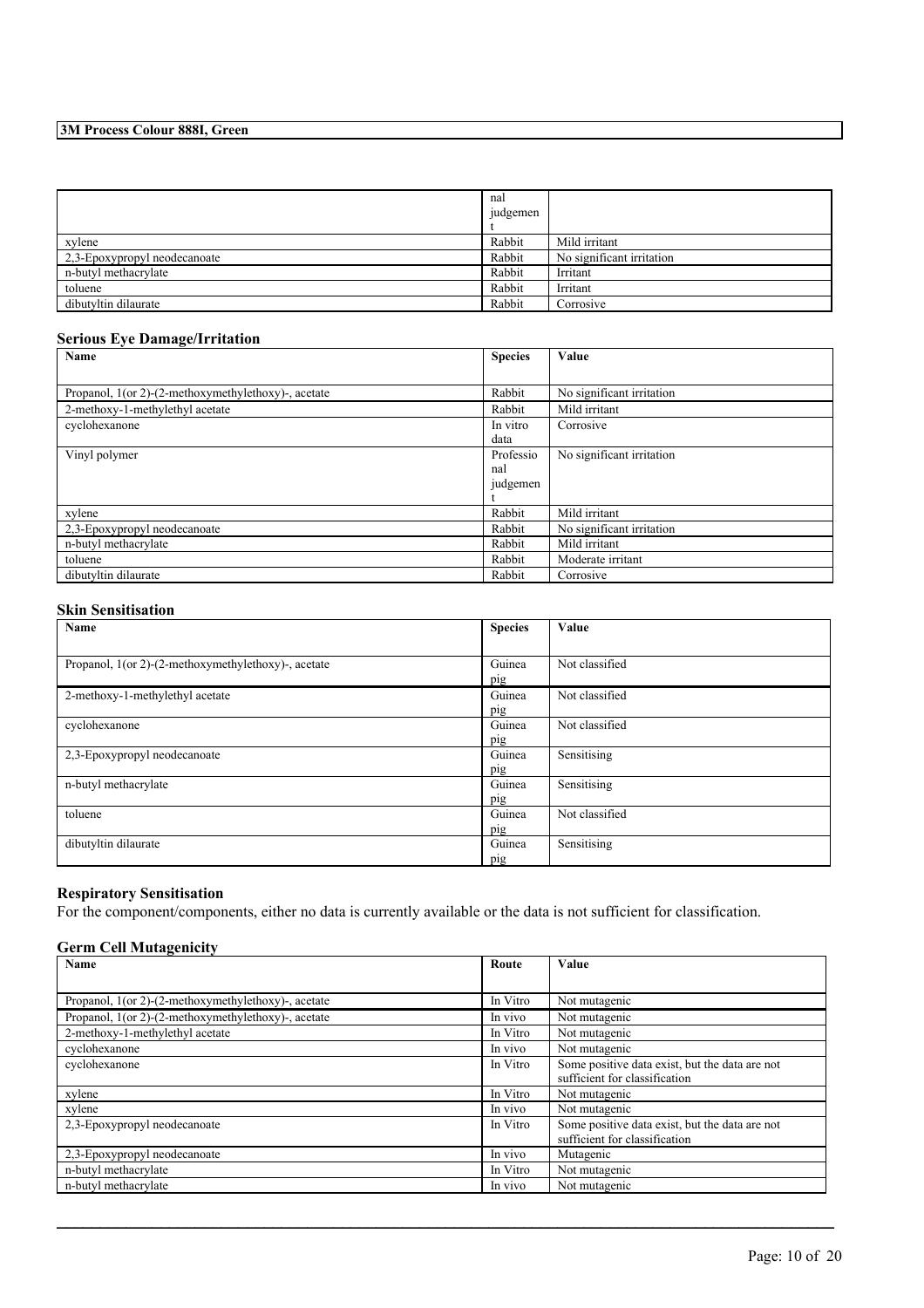| | | |
|---|---|---|
| | nal judgement | |
| xylene | Rabbit | Mild irritant |
| 2,3-Epoxypropyl neodecanoate | Rabbit | No significant irritation |
| n-butyl methacrylate | Rabbit | Irritant |
| toluene | Rabbit | Irritant |
| dibutyltin dilaurate | Rabbit | Corrosive |

### Serious Eye Damage/Irritation

| Name | Species | Value |
|---|---|---|
| Propanol, 1(or 2)-(2-methoxymethylethoxy)-, acetate | Rabbit | No significant irritation |
| 2-methoxy-1-methylethyl acetate | Rabbit | Mild irritant |
| cyclohexanone | In vitro data | Corrosive |
| Vinyl polymer | Professional judgement | No significant irritation |
| xylene | Rabbit | Mild irritant |
| 2,3-Epoxypropyl neodecanoate | Rabbit | No significant irritation |
| n-butyl methacrylate | Rabbit | Mild irritant |
| toluene | Rabbit | Moderate irritant |
| dibutyltin dilaurate | Rabbit | Corrosive |

### Skin Sensitisation

| Name | Species | Value |
|---|---|---|
| Propanol, 1(or 2)-(2-methoxymethylethoxy)-, acetate | Guinea pig | Not classified |
| 2-methoxy-1-methylethyl acetate | Guinea pig | Not classified |
| cyclohexanone | Guinea pig | Not classified |
| 2,3-Epoxypropyl neodecanoate | Guinea pig | Sensitising |
| n-butyl methacrylate | Guinea pig | Sensitising |
| toluene | Guinea pig | Not classified |
| dibutyltin dilaurate | Guinea pig | Sensitising |

### Respiratory Sensitisation

For the component/components, either no data is currently available or the data is not sufficient for classification.

### Germ Cell Mutagenicity

| Name | Route | Value |
|---|---|---|
| Propanol, 1(or 2)-(2-methoxymethylethoxy)-, acetate | In Vitro | Not mutagenic |
| Propanol, 1(or 2)-(2-methoxymethylethoxy)-, acetate | In vivo | Not mutagenic |
| 2-methoxy-1-methylethyl acetate | In Vitro | Not mutagenic |
| cyclohexanone | In vivo | Not mutagenic |
| cyclohexanone | In Vitro | Some positive data exist, but the data are not sufficient for classification |
| xylene | In Vitro | Not mutagenic |
| xylene | In vivo | Not mutagenic |
| 2,3-Epoxypropyl neodecanoate | In Vitro | Some positive data exist, but the data are not sufficient for classification |
| 2,3-Epoxypropyl neodecanoate | In vivo | Mutagenic |
| n-butyl methacrylate | In Vitro | Not mutagenic |
| n-butyl methacrylate | In vivo | Not mutagenic |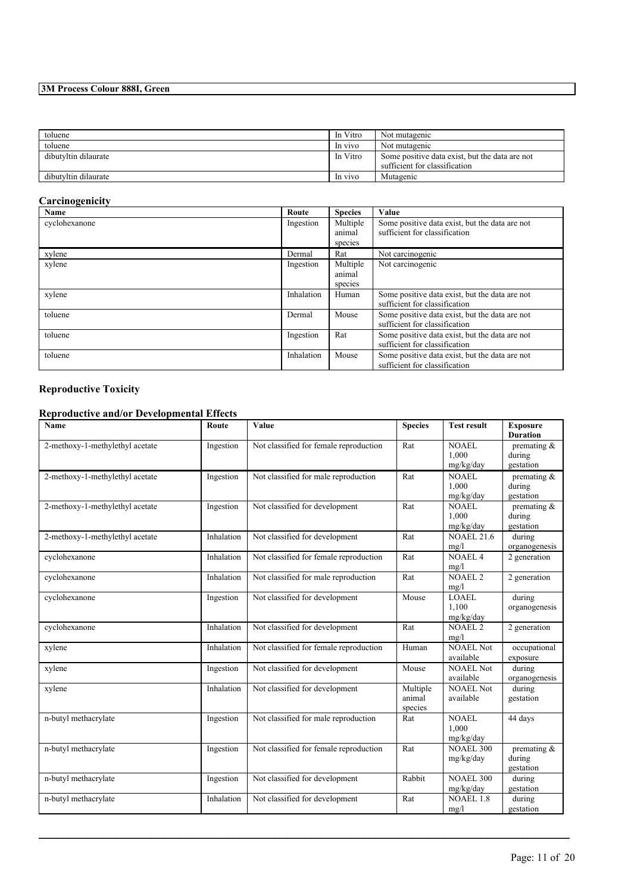| toluene | In Vitro | Not mutagenic |
|---|---|---|
| toluene | In vivo | Not mutagenic |
| dibutyltin dilaurate | In Vitro | Some positive data exist, but the data are not sufficient for classification |
| dibutyltin dilaurate | In vivo | Mutagenic |

## Carcinogenicity

| Name | Route | Species | Value |
|---|---|---|---|
| cyclohexanone | Ingestion | Multiple animal species | Some positive data exist, but the data are not sufficient for classification |
| xylene | Dermal | Rat | Not carcinogenic |
| xylene | Ingestion | Multiple animal species | Not carcinogenic |
| xylene | Inhalation | Human | Some positive data exist, but the data are not sufficient for classification |
| toluene | Dermal | Mouse | Some positive data exist, but the data are not sufficient for classification |
| toluene | Ingestion | Rat | Some positive data exist, but the data are not sufficient for classification |
| toluene | Inhalation | Mouse | Some positive data exist, but the data are not sufficient for classification |

## Reproductive Toxicity

### Reproductive and/or Developmental Effects

| Name | Route | Value | Species | Test result | Exposure Duration |
|---|---|---|---|---|---|
| 2-methoxy-1-methylethyl acetate | Ingestion | Not classified for female reproduction | Rat | NOAEL 1,000 mg/kg/day | premating & during gestation |
| 2-methoxy-1-methylethyl acetate | Ingestion | Not classified for male reproduction | Rat | NOAEL 1,000 mg/kg/day | premating & during gestation |
| 2-methoxy-1-methylethyl acetate | Ingestion | Not classified for development | Rat | NOAEL 1,000 mg/kg/day | premating & during gestation |
| 2-methoxy-1-methylethyl acetate | Inhalation | Not classified for development | Rat | NOAEL 21.6 mg/l | during organogenesis |
| cyclohexanone | Inhalation | Not classified for female reproduction | Rat | NOAEL 4 mg/l | 2 generation |
| cyclohexanone | Inhalation | Not classified for male reproduction | Rat | NOAEL 2 mg/l | 2 generation |
| cyclohexanone | Ingestion | Not classified for development | Mouse | LOAEL 1,100 mg/kg/day | during organogenesis |
| cyclohexanone | Inhalation | Not classified for development | Rat | NOAEL 2 mg/l | 2 generation |
| xylene | Inhalation | Not classified for female reproduction | Human | NOAEL Not available | occupational exposure |
| xylene | Ingestion | Not classified for development | Mouse | NOAEL Not available | during organogenesis |
| xylene | Inhalation | Not classified for development | Multiple animal species | NOAEL Not available | during gestation |
| n-butyl methacrylate | Ingestion | Not classified for male reproduction | Rat | NOAEL 1,000 mg/kg/day | 44 days |
| n-butyl methacrylate | Ingestion | Not classified for female reproduction | Rat | NOAEL 300 mg/kg/day | premating & during gestation |
| n-butyl methacrylate | Ingestion | Not classified for development | Rabbit | NOAEL 300 mg/kg/day | during gestation |
| n-butyl methacrylate | Inhalation | Not classified for development | Rat | NOAEL 1.8 mg/l | during gestation |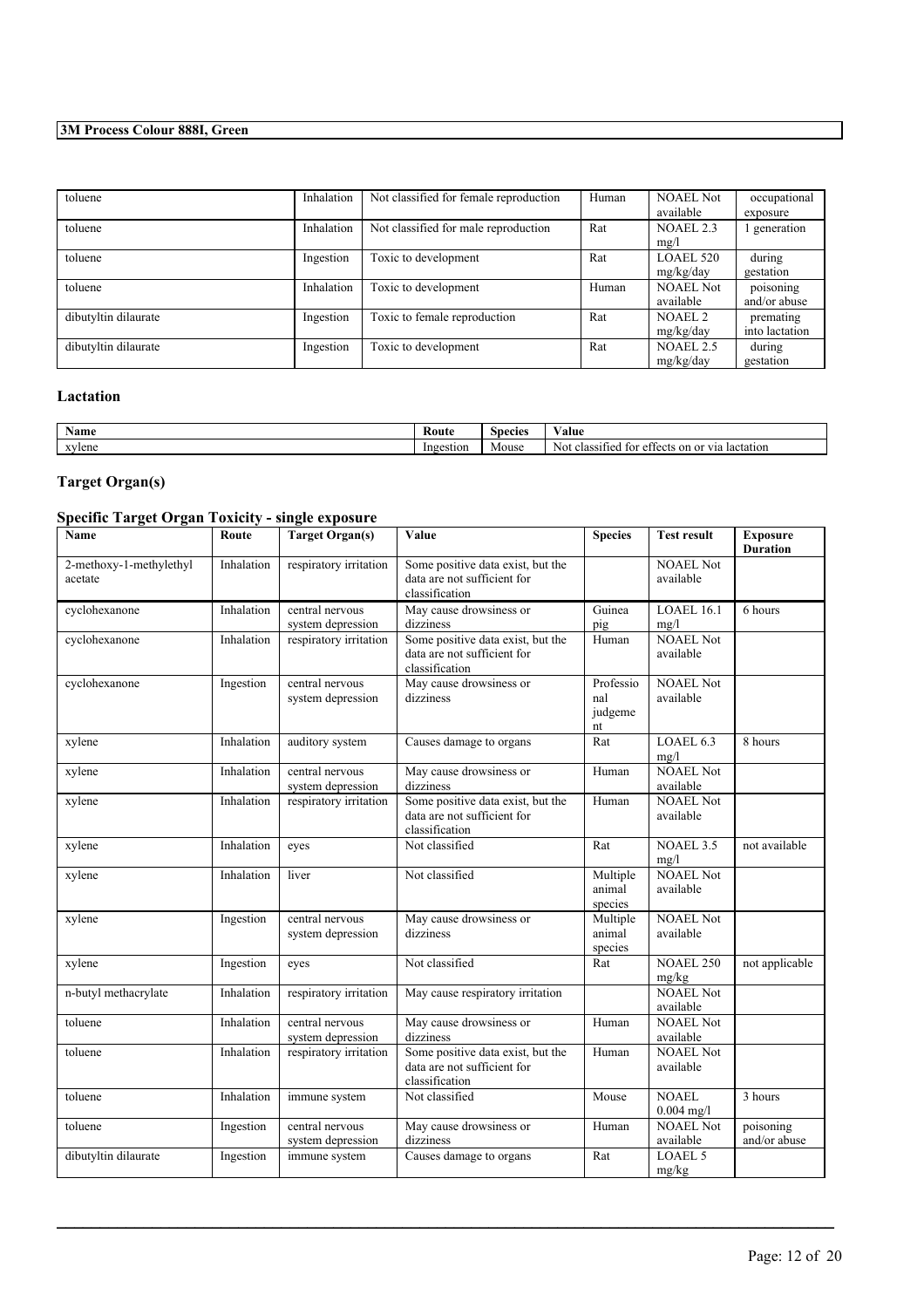| toluene | Inhalation | Not classified for female reproduction | Human | NOAEL Not available | occupational exposure |
|---|---|---|---|---|---|
| toluene | Inhalation | Not classified for male reproduction | Rat | NOAEL 2.3 mg/l | 1 generation |
| toluene | Ingestion | Toxic to development | Rat | LOAEL 520 mg/kg/day | during gestation |
| toluene | Inhalation | Toxic to development | Human | NOAEL Not available | poisoning and/or abuse |
| dibutyltin dilaurate | Ingestion | Toxic to female reproduction | Rat | NOAEL 2 mg/kg/day | premating into lactation |
| dibutyltin dilaurate | Ingestion | Toxic to development | Rat | NOAEL 2.5 mg/kg/day | during gestation |

### Lactation

| Name | Route | Species | Value |
|---|---|---|---|
| xylene | Ingestion | Mouse | Not classified for effects on or via lactation |

### Target Organ(s)

### Specific Target Organ Toxicity - single exposure

| Name | Route | Target Organ(s) | Value | Species | Test result | Exposure Duration |
|---|---|---|---|---|---|---|
| 2-methoxy-1-methylethyl acetate | Inhalation | respiratory irritation | Some positive data exist, but the data are not sufficient for classification | | NOAEL Not available | |
| cyclohexanone | Inhalation | central nervous system depression | May cause drowsiness or dizziness | Guinea pig | LOAEL 16.1 mg/l | 6 hours |
| cyclohexanone | Inhalation | respiratory irritation | Some positive data exist, but the data are not sufficient for classification | Human | NOAEL Not available | |
| cyclohexanone | Ingestion | central nervous system depression | May cause drowsiness or dizziness | Professional judgement | NOAEL Not available | |
| xylene | Inhalation | auditory system | Causes damage to organs | Rat | LOAEL 6.3 mg/l | 8 hours |
| xylene | Inhalation | central nervous system depression | May cause drowsiness or dizziness | Human | NOAEL Not available | |
| xylene | Inhalation | respiratory irritation | Some positive data exist, but the data are not sufficient for classification | Human | NOAEL Not available | |
| xylene | Inhalation | eyes | Not classified | Rat | NOAEL 3.5 mg/l | not available |
| xylene | Inhalation | liver | Not classified | Multiple animal species | NOAEL Not available | |
| xylene | Ingestion | central nervous system depression | May cause drowsiness or dizziness | Multiple animal species | NOAEL Not available | |
| xylene | Ingestion | eyes | Not classified | Rat | NOAEL 250 mg/kg | not applicable |
| n-butyl methacrylate | Inhalation | respiratory irritation | May cause respiratory irritation | | NOAEL Not available | |
| toluene | Inhalation | central nervous system depression | May cause drowsiness or dizziness | Human | NOAEL Not available | |
| toluene | Inhalation | respiratory irritation | Some positive data exist, but the data are not sufficient for classification | Human | NOAEL Not available | |
| toluene | Inhalation | immune system | Not classified | Mouse | NOAEL 0.004 mg/l | 3 hours |
| toluene | Ingestion | central nervous system depression | May cause drowsiness or dizziness | Human | NOAEL Not available | poisoning and/or abuse |
| dibutyltin dilaurate | Ingestion | immune system | Causes damage to organs | Rat | LOAEL 5 mg/kg | |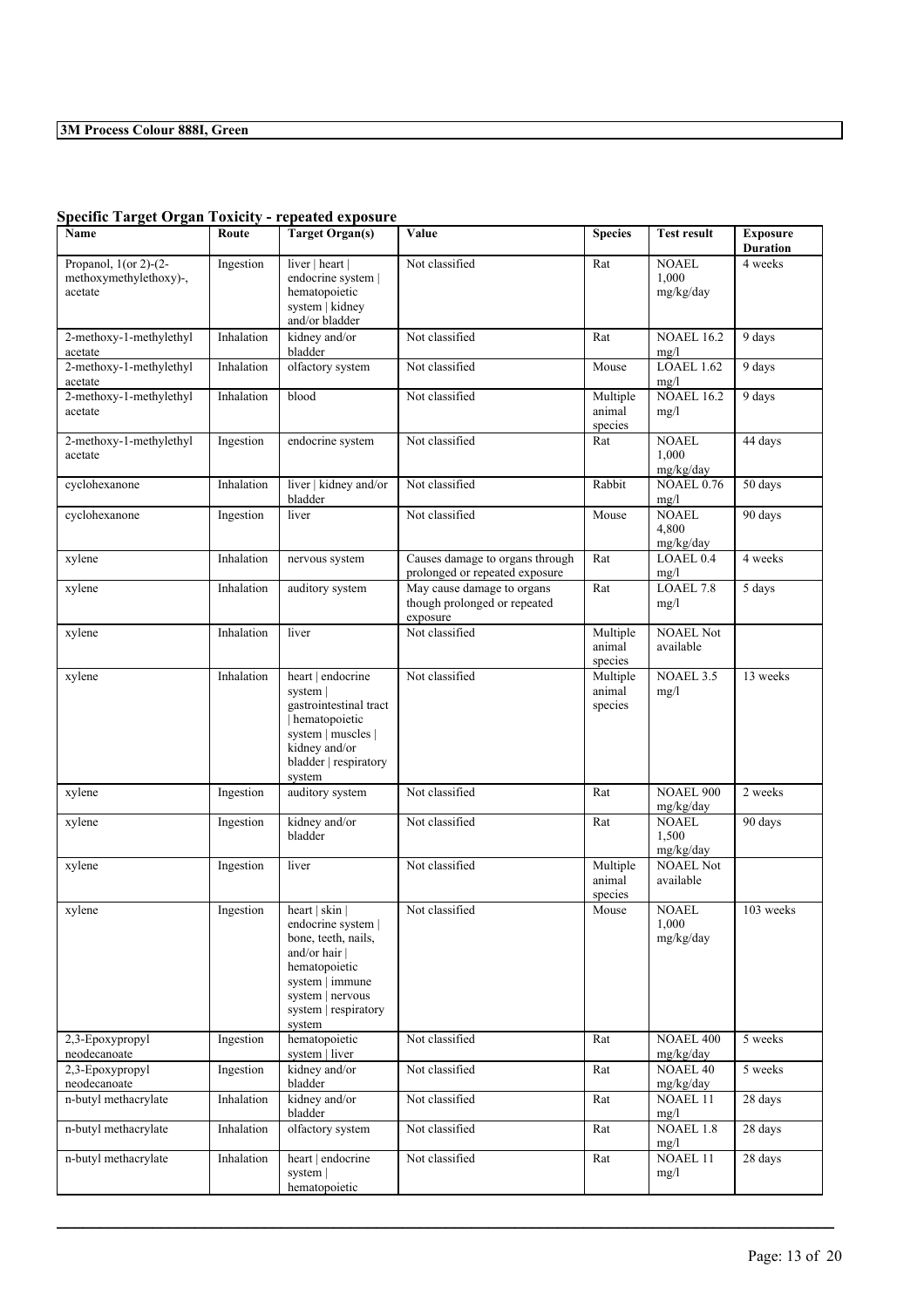**3M Process Colour 888I, Green**

## Specific Target Organ Toxicity - repeated exposure

| Name | Route | Target Organ(s) | Value | Species | Test result | Exposure Duration |
|---|---|---|---|---|---|---|
| Propanol, 1(or 2)-(2-methoxymethylethoxy)-, acetate | Ingestion | liver \| heart \| endocrine system \| hematopoietic system \| kidney and/or bladder | Not classified | Rat | NOAEL 1,000 mg/kg/day | 4 weeks |
| 2-methoxy-1-methylethyl acetate | Inhalation | kidney and/or bladder | Not classified | Rat | NOAEL 16.2 mg/l | 9 days |
| 2-methoxy-1-methylethyl acetate | Inhalation | olfactory system | Not classified | Mouse | LOAEL 1.62 mg/l | 9 days |
| 2-methoxy-1-methylethyl acetate | Inhalation | blood | Not classified | Multiple animal species | NOAEL 16.2 mg/l | 9 days |
| 2-methoxy-1-methylethyl acetate | Ingestion | endocrine system | Not classified | Rat | NOAEL 1,000 mg/kg/day | 44 days |
| cyclohexanone | Inhalation | liver \| kidney and/or bladder | Not classified | Rabbit | NOAEL 0.76 mg/l | 50 days |
| cyclohexanone | Ingestion | liver | Not classified | Mouse | NOAEL 4,800 mg/kg/day | 90 days |
| xylene | Inhalation | nervous system | Causes damage to organs through prolonged or repeated exposure | Rat | LOAEL 0.4 mg/l | 4 weeks |
| xylene | Inhalation | auditory system | May cause damage to organs though prolonged or repeated exposure | Rat | LOAEL 7.8 mg/l | 5 days |
| xylene | Inhalation | liver | Not classified | Multiple animal species | NOAEL Not available | |
| xylene | Inhalation | heart \| endocrine system \| gastrointestinal tract \| hematopoietic system \| muscles \| kidney and/or bladder \| respiratory system | Not classified | Multiple animal species | NOAEL 3.5 mg/l | 13 weeks |
| xylene | Ingestion | auditory system | Not classified | Rat | NOAEL 900 mg/kg/day | 2 weeks |
| xylene | Ingestion | kidney and/or bladder | Not classified | Rat | NOAEL 1,500 mg/kg/day | 90 days |
| xylene | Ingestion | liver | Not classified | Multiple animal species | NOAEL Not available | |
| xylene | Ingestion | heart \| skin \| endocrine system \| bone, teeth, nails, and/or hair \| hematopoietic system \| immune system \| nervous system \| respiratory system | Not classified | Mouse | NOAEL 1,000 mg/kg/day | 103 weeks |
| 2,3-Epoxypropyl neodecanoate | Ingestion | hematopoietic system \| liver | Not classified | Rat | NOAEL 400 mg/kg/day | 5 weeks |
| 2,3-Epoxypropyl neodecanoate | Ingestion | kidney and/or bladder | Not classified | Rat | NOAEL 40 mg/kg/day | 5 weeks |
| n-butyl methacrylate | Inhalation | kidney and/or bladder | Not classified | Rat | NOAEL 11 mg/l | 28 days |
| n-butyl methacrylate | Inhalation | olfactory system | Not classified | Rat | NOAEL 1.8 mg/l | 28 days |
| n-butyl methacrylate | Inhalation | heart \| endocrine system \| hematopoietic | Not classified | Rat | NOAEL 11 mg/l | 28 days |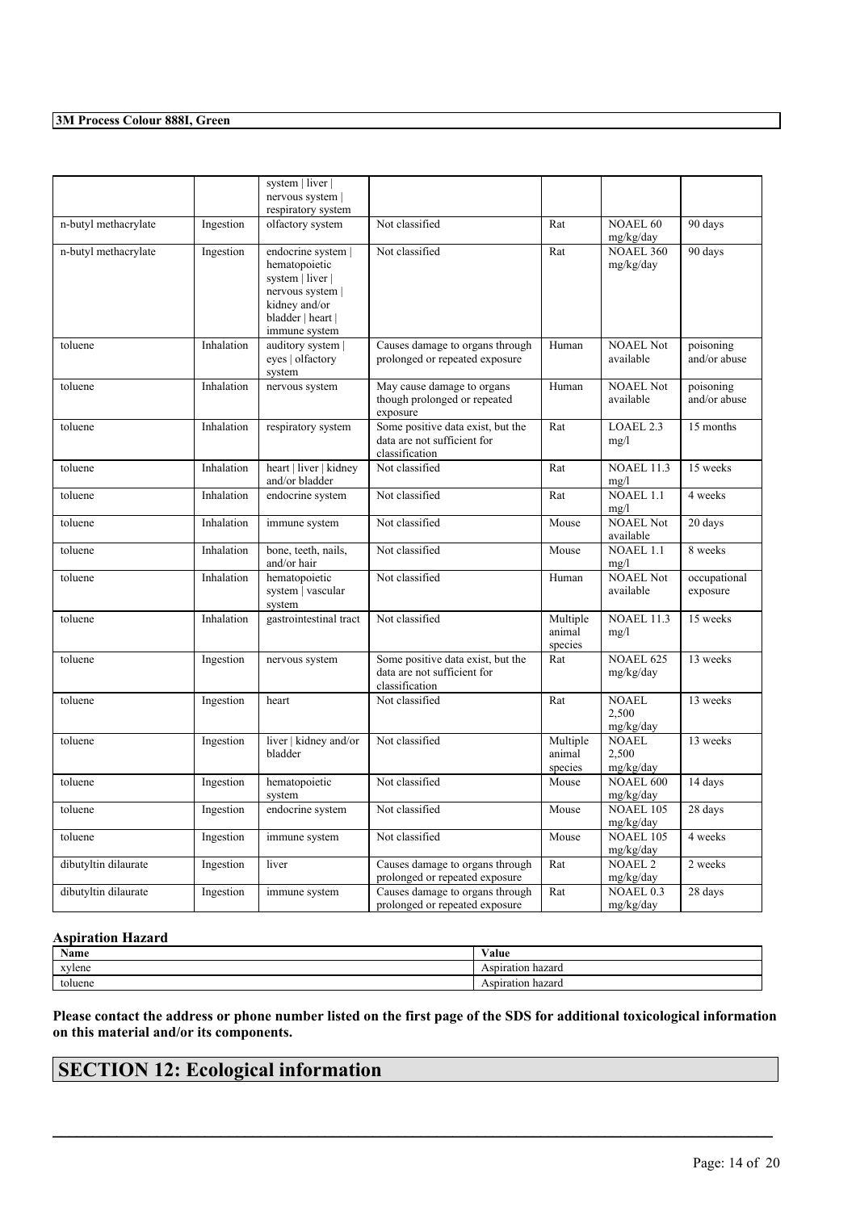| | | system \| liver \| nervous system \| respiratory system | | | | |
|---|---|---|---|---|---|---|
| n-butyl methacrylate | Ingestion | olfactory system | Not classified | Rat | NOAEL 60 mg/kg/day | 90 days |
| n-butyl methacrylate | Ingestion | endocrine system \| hematopoietic system \| liver \| nervous system \| kidney and/or bladder \| heart \| immune system | Not classified | Rat | NOAEL 360 mg/kg/day | 90 days |
| toluene | Inhalation | auditory system \| eyes \| olfactory system | Causes damage to organs through prolonged or repeated exposure | Human | NOAEL Not available | poisoning and/or abuse |
| toluene | Inhalation | nervous system | May cause damage to organs though prolonged or repeated exposure | Human | NOAEL Not available | poisoning and/or abuse |
| toluene | Inhalation | respiratory system | Some positive data exist, but the data are not sufficient for classification | Rat | LOAEL 2.3 mg/l | 15 months |
| toluene | Inhalation | heart \| liver \| kidney and/or bladder | Not classified | Rat | NOAEL 11.3 mg/l | 15 weeks |
| toluene | Inhalation | endocrine system | Not classified | Rat | NOAEL 1.1 mg/l | 4 weeks |
| toluene | Inhalation | immune system | Not classified | Mouse | NOAEL Not available | 20 days |
| toluene | Inhalation | bone, teeth, nails, and/or hair | Not classified | Mouse | NOAEL 1.1 mg/l | 8 weeks |
| toluene | Inhalation | hematopoietic system \| vascular system | Not classified | Human | NOAEL Not available | occupational exposure |
| toluene | Inhalation | gastrointestinal tract | Not classified | Multiple animal species | NOAEL 11.3 mg/l | 15 weeks |
| toluene | Ingestion | nervous system | Some positive data exist, but the data are not sufficient for classification | Rat | NOAEL 625 mg/kg/day | 13 weeks |
| toluene | Ingestion | heart | Not classified | Rat | NOAEL 2,500 mg/kg/day | 13 weeks |
| toluene | Ingestion | liver \| kidney and/or bladder | Not classified | Multiple animal species | NOAEL 2,500 mg/kg/day | 13 weeks |
| toluene | Ingestion | hematopoietic system | Not classified | Mouse | NOAEL 600 mg/kg/day | 14 days |
| toluene | Ingestion | endocrine system | Not classified | Mouse | NOAEL 105 mg/kg/day | 28 days |
| toluene | Ingestion | immune system | Not classified | Mouse | NOAEL 105 mg/kg/day | 4 weeks |
| dibutyltin dilaurate | Ingestion | liver | Causes damage to organs through prolonged or repeated exposure | Rat | NOAEL 2 mg/kg/day | 2 weeks |
| dibutyltin dilaurate | Ingestion | immune system | Causes damage to organs through prolonged or repeated exposure | Rat | NOAEL 0.3 mg/kg/day | 28 days |

### Aspiration Hazard

| Name | Value |
|---|---|
| xylene | Aspiration hazard |
| toluene | Aspiration hazard |

**Please contact the address or phone number listed on the first page of the SDS for additional toxicological information on this material and/or its components.**

# SECTION 12: Ecological information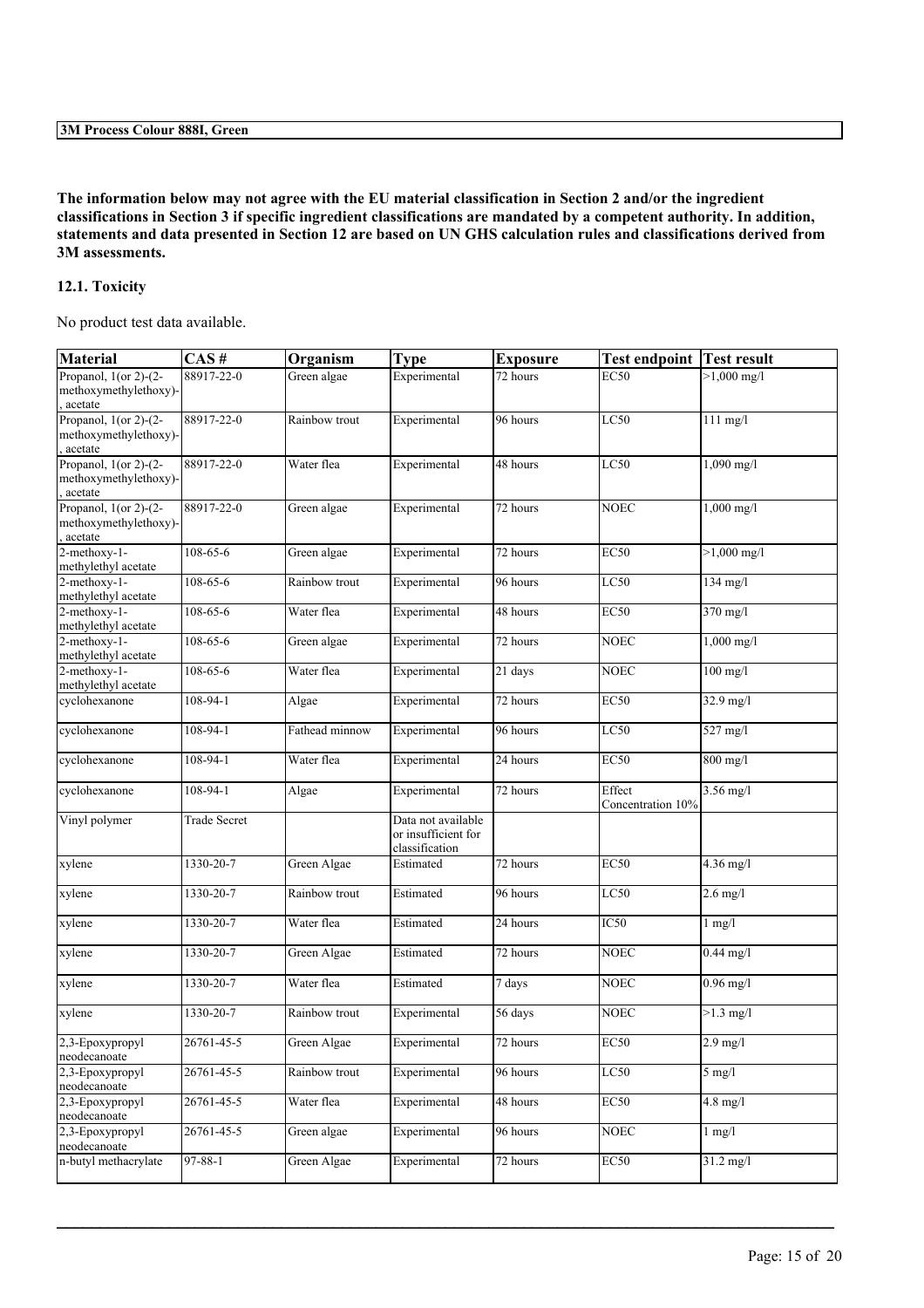The information below may not agree with the EU material classification in Section 2 and/or the ingredient classifications in Section 3 if specific ingredient classifications are mandated by a competent authority. In addition, statements and data presented in Section 12 are based on UN GHS calculation rules and classifications derived from 3M assessments.

### 12.1. Toxicity

No product test data available.

| Material | CAS # | Organism | Type | Exposure | Test endpoint | Test result |
|---|---|---|---|---|---|---|
| Propanol, 1(or 2)-(2-methoxymethylethoxy)-, acetate | 88917-22-0 | Green algae | Experimental | 72 hours | EC50 | >1,000 mg/l |
| Propanol, 1(or 2)-(2-methoxymethylethoxy)-, acetate | 88917-22-0 | Rainbow trout | Experimental | 96 hours | LC50 | 111 mg/l |
| Propanol, 1(or 2)-(2-methoxymethylethoxy)-, acetate | 88917-22-0 | Water flea | Experimental | 48 hours | LC50 | 1,090 mg/l |
| Propanol, 1(or 2)-(2-methoxymethylethoxy)-, acetate | 88917-22-0 | Green algae | Experimental | 72 hours | NOEC | 1,000 mg/l |
| 2-methoxy-1-methylethyl acetate | 108-65-6 | Green algae | Experimental | 72 hours | EC50 | >1,000 mg/l |
| 2-methoxy-1-methylethyl acetate | 108-65-6 | Rainbow trout | Experimental | 96 hours | LC50 | 134 mg/l |
| 2-methoxy-1-methylethyl acetate | 108-65-6 | Water flea | Experimental | 48 hours | EC50 | 370 mg/l |
| 2-methoxy-1-methylethyl acetate | 108-65-6 | Green algae | Experimental | 72 hours | NOEC | 1,000 mg/l |
| 2-methoxy-1-methylethyl acetate | 108-65-6 | Water flea | Experimental | 21 days | NOEC | 100 mg/l |
| cyclohexanone | 108-94-1 | Algae | Experimental | 72 hours | EC50 | 32.9 mg/l |
| cyclohexanone | 108-94-1 | Fathead minnow | Experimental | 96 hours | LC50 | 527 mg/l |
| cyclohexanone | 108-94-1 | Water flea | Experimental | 24 hours | EC50 | 800 mg/l |
| cyclohexanone | 108-94-1 | Algae | Experimental | 72 hours | Effect Concentration 10% | 3.56 mg/l |
| Vinyl polymer | Trade Secret | | Data not available or insufficient for classification | | | |
| xylene | 1330-20-7 | Green Algae | Estimated | 72 hours | EC50 | 4.36 mg/l |
| xylene | 1330-20-7 | Rainbow trout | Estimated | 96 hours | LC50 | 2.6 mg/l |
| xylene | 1330-20-7 | Water flea | Estimated | 24 hours | IC50 | 1 mg/l |
| xylene | 1330-20-7 | Green Algae | Estimated | 72 hours | NOEC | 0.44 mg/l |
| xylene | 1330-20-7 | Water flea | Estimated | 7 days | NOEC | 0.96 mg/l |
| xylene | 1330-20-7 | Rainbow trout | Experimental | 56 days | NOEC | >1.3 mg/l |
| 2,3-Epoxypropyl neodecanoate | 26761-45-5 | Green Algae | Experimental | 72 hours | EC50 | 2.9 mg/l |
| 2,3-Epoxypropyl neodecanoate | 26761-45-5 | Rainbow trout | Experimental | 96 hours | LC50 | 5 mg/l |
| 2,3-Epoxypropyl neodecanoate | 26761-45-5 | Water flea | Experimental | 48 hours | EC50 | 4.8 mg/l |
| 2,3-Epoxypropyl neodecanoate | 26761-45-5 | Green algae | Experimental | 96 hours | NOEC | 1 mg/l |
| n-butyl methacrylate | 97-88-1 | Green Algae | Experimental | 72 hours | EC50 | 31.2 mg/l |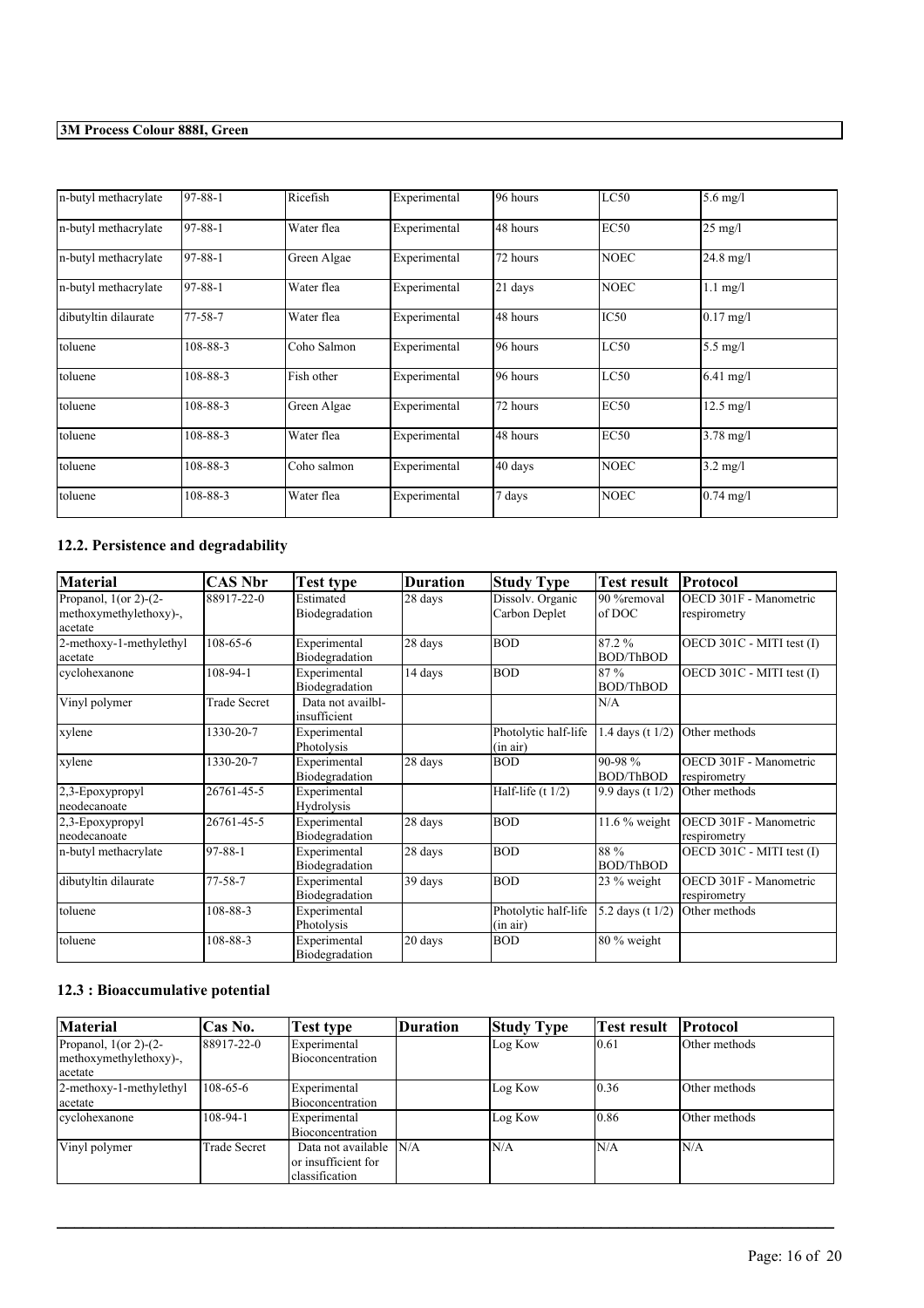| n-butyl methacrylate | 97-88-1 | Ricefish | Experimental | 96 hours | LC50 | 5.6 mg/l |
|---|---|---|---|---|---|---|
| n-butyl methacrylate | 97-88-1 | Water flea | Experimental | 48 hours | EC50 | 25 mg/l |
| n-butyl methacrylate | 97-88-1 | Green Algae | Experimental | 72 hours | NOEC | 24.8 mg/l |
| n-butyl methacrylate | 97-88-1 | Water flea | Experimental | 21 days | NOEC | 1.1 mg/l |
| dibutyltin dilaurate | 77-58-7 | Water flea | Experimental | 48 hours | IC50 | 0.17 mg/l |
| toluene | 108-88-3 | Coho Salmon | Experimental | 96 hours | LC50 | 5.5 mg/l |
| toluene | 108-88-3 | Fish other | Experimental | 96 hours | LC50 | 6.41 mg/l |
| toluene | 108-88-3 | Green Algae | Experimental | 72 hours | EC50 | 12.5 mg/l |
| toluene | 108-88-3 | Water flea | Experimental | 48 hours | EC50 | 3.78 mg/l |
| toluene | 108-88-3 | Coho salmon | Experimental | 40 days | NOEC | 3.2 mg/l |
| toluene | 108-88-3 | Water flea | Experimental | 7 days | NOEC | 0.74 mg/l |

## 12.2. Persistence and degradability

| Material | CAS Nbr | Test type | Duration | Study Type | Test result | Protocol |
|---|---|---|---|---|---|---|
| Propanol, 1(or 2)-(2-methoxymethylethoxy)-, acetate | 88917-22-0 | Estimated Biodegradation | 28 days | Dissolv. Organic Carbon Deplet | 90 %removal of DOC | OECD 301F - Manometric respirometry |
| 2-methoxy-1-methylethyl acetate | 108-65-6 | Experimental Biodegradation | 28 days | BOD | 87.2 % BOD/ThBOD | OECD 301C - MITI test (I) |
| cyclohexanone | 108-94-1 | Experimental Biodegradation | 14 days | BOD | 87 % BOD/ThBOD | OECD 301C - MITI test (I) |
| Vinyl polymer | Trade Secret | Data not availbl-insufficient | | | N/A | |
| xylene | 1330-20-7 | Experimental Photolysis | | Photolytic half-life (in air) | 1.4 days (t 1/2) | Other methods |
| xylene | 1330-20-7 | Experimental Biodegradation | 28 days | BOD | 90-98 % BOD/ThBOD | OECD 301F - Manometric respirometry |
| 2,3-Epoxypropyl neodecanoate | 26761-45-5 | Experimental Hydrolysis | | Half-life (t 1/2) | 9.9 days (t 1/2) | Other methods |
| 2,3-Epoxypropyl neodecanoate | 26761-45-5 | Experimental Biodegradation | 28 days | BOD | 11.6 % weight | OECD 301F - Manometric respirometry |
| n-butyl methacrylate | 97-88-1 | Experimental Biodegradation | 28 days | BOD | 88 % BOD/ThBOD | OECD 301C - MITI test (I) |
| dibutyltin dilaurate | 77-58-7 | Experimental Biodegradation | 39 days | BOD | 23 % weight | OECD 301F - Manometric respirometry |
| toluene | 108-88-3 | Experimental Photolysis | | Photolytic half-life (in air) | 5.2 days (t 1/2) | Other methods |
| toluene | 108-88-3 | Experimental Biodegradation | 20 days | BOD | 80 % weight | |

## 12.3 : Bioaccumulative potential

| Material | Cas No. | Test type | Duration | Study Type | Test result | Protocol |
|---|---|---|---|---|---|---|
| Propanol, 1(or 2)-(2-methoxymethylethoxy)-, acetate | 88917-22-0 | Experimental Bioconcentration | | Log Kow | 0.61 | Other methods |
| 2-methoxy-1-methylethyl acetate | 108-65-6 | Experimental Bioconcentration | | Log Kow | 0.36 | Other methods |
| cyclohexanone | 108-94-1 | Experimental Bioconcentration | | Log Kow | 0.86 | Other methods |
| Vinyl polymer | Trade Secret | Data not available or insufficient for classification | N/A | N/A | N/A | N/A |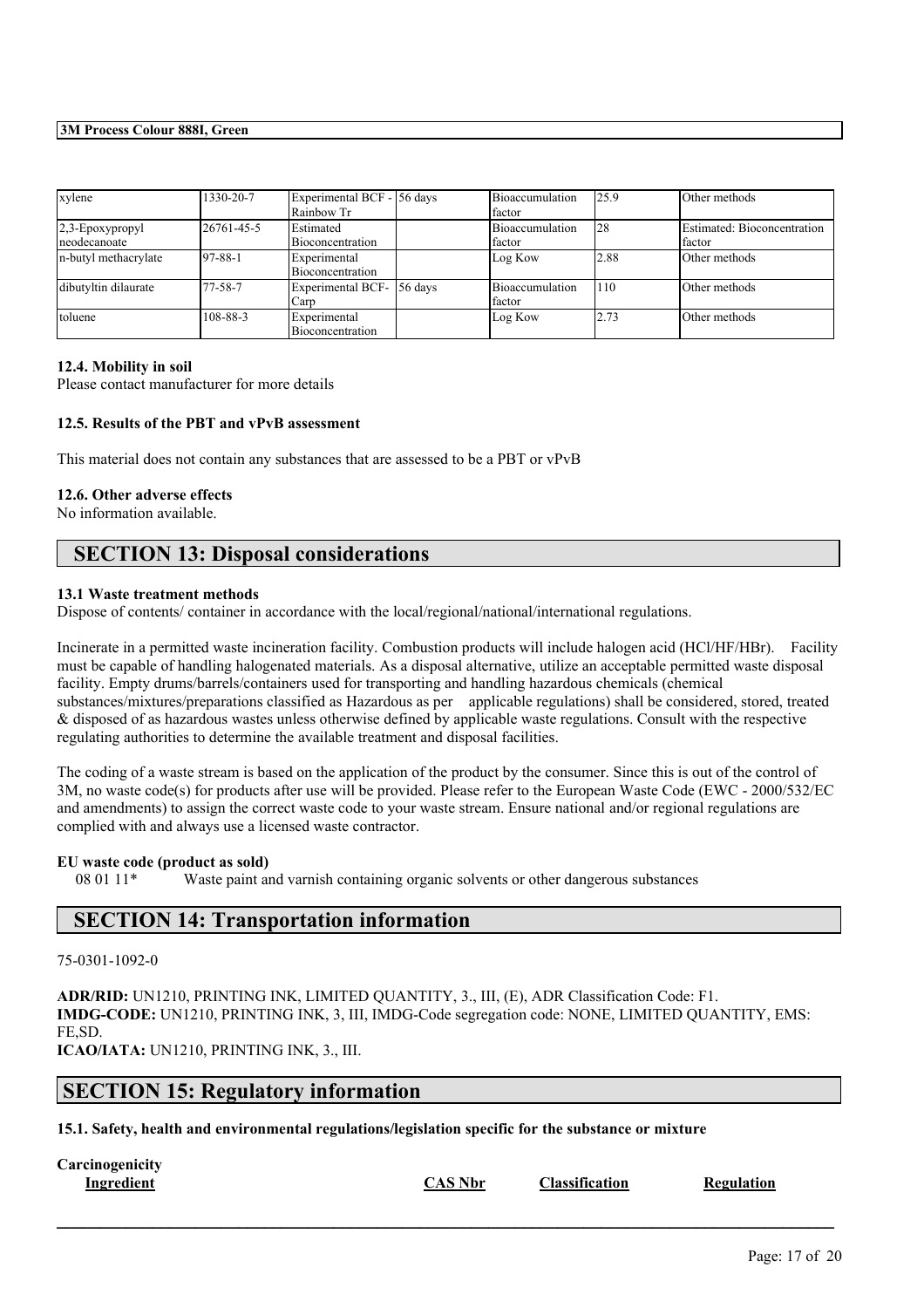| xylene | 1330-20-7 | Experimental BCF - Rainbow Tr | 56 days | Bioaccumulation factor | 25.9 | Other methods |
|---|---|---|---|---|---|---|
| 2,3-Epoxypropyl neodecanoate | 26761-45-5 | Estimated Bioconcentration | | Bioaccumulation factor | 28 | Estimated: Bioconcentration factor |
| n-butyl methacrylate | 97-88-1 | Experimental Bioconcentration | | Log Kow | 2.88 | Other methods |
| dibutyltin dilaurate | 77-58-7 | Experimental BCF-Carp | 56 days | Bioaccumulation factor | 110 | Other methods |
| toluene | 108-88-3 | Experimental Bioconcentration | | Log Kow | 2.73 | Other methods |

**12.4. Mobility in soil**

Please contact manufacturer for more details

**12.5. Results of the PBT and vPvB assessment**

This material does not contain any substances that are assessed to be a PBT or vPvB

**12.6. Other adverse effects**

No information available.

## SECTION 13: Disposal considerations

**13.1 Waste treatment methods**

Dispose of contents/ container in accordance with the local/regional/national/international regulations.

Incinerate in a permitted waste incineration facility. Combustion products will include halogen acid (HCl/HF/HBr). Facility must be capable of handling halogenated materials. As a disposal alternative, utilize an acceptable permitted waste disposal facility. Empty drums/barrels/containers used for transporting and handling hazardous chemicals (chemical substances/mixtures/preparations classified as Hazardous as per applicable regulations) shall be considered, stored, treated & disposed of as hazardous wastes unless otherwise defined by applicable waste regulations. Consult with the respective regulating authorities to determine the available treatment and disposal facilities.

The coding of a waste stream is based on the application of the product by the consumer. Since this is out of the control of 3M, no waste code(s) for products after use will be provided. Please refer to the European Waste Code (EWC - 2000/532/EC and amendments) to assign the correct waste code to your waste stream. Ensure national and/or regional regulations are complied with and always use a licensed waste contractor.

**EU waste code (product as sold)**

08 01 11* Waste paint and varnish containing organic solvents or other dangerous substances

## SECTION 14: Transportation information

75-0301-1092-0

**ADR/RID:** UN1210, PRINTING INK, LIMITED QUANTITY, 3., III, (E), ADR Classification Code: F1.
**IMDG-CODE:** UN1210, PRINTING INK, 3, III, IMDG-Code segregation code: NONE, LIMITED QUANTITY, EMS: FE,SD.
**ICAO/IATA:** UN1210, PRINTING INK, 3., III.

## SECTION 15: Regulatory information

**15.1. Safety, health and environmental regulations/legislation specific for the substance or mixture**

**Carcinogenicity**

| Ingredient | CAS Nbr | Classification | Regulation |
|---|---|---|---|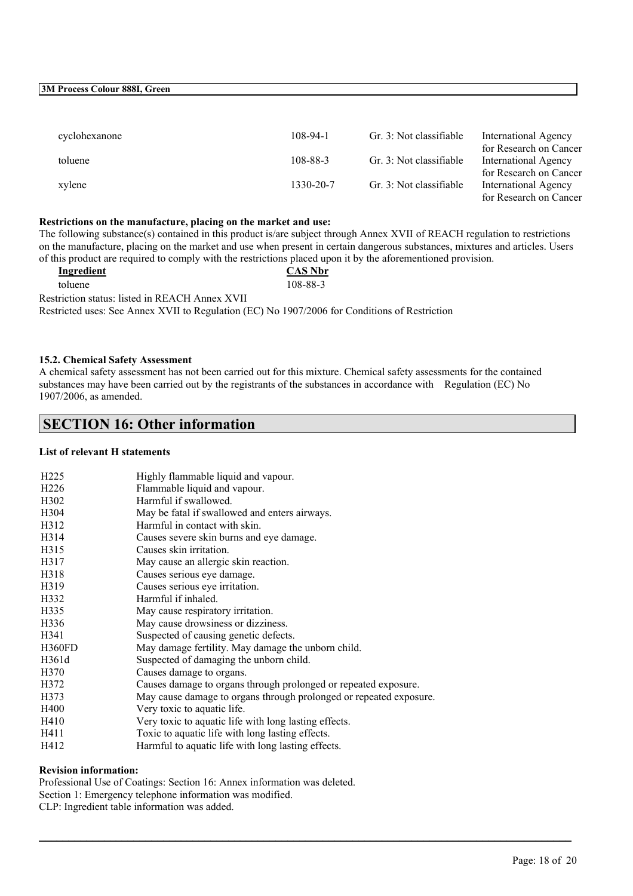| | | | |
|---|---|---|---|
| cyclohexanone | 108-94-1 | Gr. 3: Not classifiable | International Agency for Research on Cancer |
| toluene | 108-88-3 | Gr. 3: Not classifiable | International Agency for Research on Cancer |
| xylene | 1330-20-7 | Gr. 3: Not classifiable | International Agency for Research on Cancer |

**Restrictions on the manufacture, placing on the market and use:**

The following substance(s) contained in this product is/are subject through Annex XVII of REACH regulation to restrictions on the manufacture, placing on the market and use when present in certain dangerous substances, mixtures and articles. Users of this product are required to comply with the restrictions placed upon it by the aforementioned provision.

| Ingredient | CAS Nbr |
|---|---|
| toluene | 108-88-3 |

Restriction status: listed in REACH Annex XVII

Restricted uses: See Annex XVII to Regulation (EC) No 1907/2006 for Conditions of Restriction

**15.2. Chemical Safety Assessment**

A chemical safety assessment has not been carried out for this mixture. Chemical safety assessments for the contained substances may have been carried out by the registrants of the substances in accordance with Regulation (EC) No 1907/2006, as amended.

## SECTION 16: Other information

**List of relevant H statements**

| | |
|---|---|
| H225 | Highly flammable liquid and vapour. |
| H226 | Flammable liquid and vapour. |
| H302 | Harmful if swallowed. |
| H304 | May be fatal if swallowed and enters airways. |
| H312 | Harmful in contact with skin. |
| H314 | Causes severe skin burns and eye damage. |
| H315 | Causes skin irritation. |
| H317 | May cause an allergic skin reaction. |
| H318 | Causes serious eye damage. |
| H319 | Causes serious eye irritation. |
| H332 | Harmful if inhaled. |
| H335 | May cause respiratory irritation. |
| H336 | May cause drowsiness or dizziness. |
| H341 | Suspected of causing genetic defects. |
| H360FD | May damage fertility. May damage the unborn child. |
| H361d | Suspected of damaging the unborn child. |
| H370 | Causes damage to organs. |
| H372 | Causes damage to organs through prolonged or repeated exposure. |
| H373 | May cause damage to organs through prolonged or repeated exposure. |
| H400 | Very toxic to aquatic life. |
| H410 | Very toxic to aquatic life with long lasting effects. |
| H411 | Toxic to aquatic life with long lasting effects. |
| H412 | Harmful to aquatic life with long lasting effects. |

**Revision information:**

Professional Use of Coatings: Section 16: Annex information was deleted.

Section 1: Emergency telephone information was modified.

CLP: Ingredient table information was added.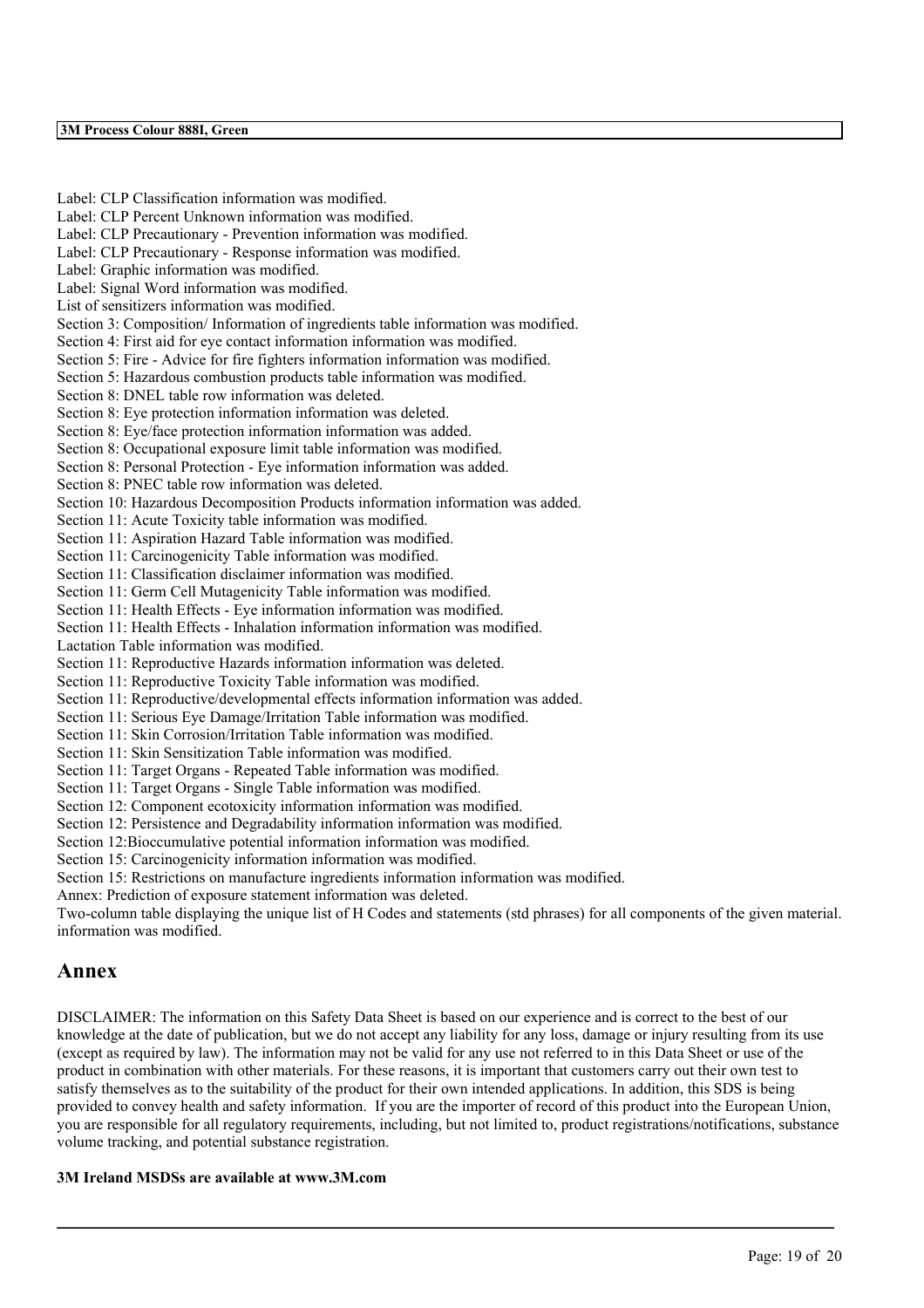Label: CLP Classification information was modified.
Label: CLP Percent Unknown information was modified.
Label: CLP Precautionary - Prevention information was modified.
Label: CLP Precautionary - Response information was modified.
Label: Graphic information was modified.
Label: Signal Word information was modified.
List of sensitizers information was modified.
Section 3: Composition/ Information of ingredients table information was modified.
Section 4: First aid for eye contact information information was modified.
Section 5: Fire - Advice for fire fighters information information was modified.
Section 5: Hazardous combustion products table information was modified.
Section 8: DNEL table row information was deleted.
Section 8: Eye protection information information was deleted.
Section 8: Eye/face protection information information was added.
Section 8: Occupational exposure limit table information was modified.
Section 8: Personal Protection - Eye information information was added.
Section 8: PNEC table row information was deleted.
Section 10: Hazardous Decomposition Products information information was added.
Section 11: Acute Toxicity table information was modified.
Section 11: Aspiration Hazard Table information was modified.
Section 11: Carcinogenicity Table information was modified.
Section 11: Classification disclaimer information was modified.
Section 11: Germ Cell Mutagenicity Table information was modified.
Section 11: Health Effects - Eye information information was modified.
Section 11: Health Effects - Inhalation information information was modified.
Lactation Table information was modified.
Section 11: Reproductive Hazards information information was deleted.
Section 11: Reproductive Toxicity Table information was modified.
Section 11: Reproductive/developmental effects information information was added.
Section 11: Serious Eye Damage/Irritation Table information was modified.
Section 11: Skin Corrosion/Irritation Table information was modified.
Section 11: Skin Sensitization Table information was modified.
Section 11: Target Organs - Repeated Table information was modified.
Section 11: Target Organs - Single Table information was modified.
Section 12: Component ecotoxicity information information was modified.
Section 12: Persistence and Degradability information information was modified.
Section 12:Bioccumulative potential information information was modified.
Section 15: Carcinogenicity information information was modified.
Section 15: Restrictions on manufacture ingredients information information was modified.
Annex: Prediction of exposure statement information was deleted.
Two-column table displaying the unique list of H Codes and statements (std phrases) for all components of the given material. information was modified.

# Annex

DISCLAIMER: The information on this Safety Data Sheet is based on our experience and is correct to the best of our knowledge at the date of publication, but we do not accept any liability for any loss, damage or injury resulting from its use (except as required by law). The information may not be valid for any use not referred to in this Data Sheet or use of the product in combination with other materials. For these reasons, it is important that customers carry out their own test to satisfy themselves as to the suitability of the product for their own intended applications. In addition, this SDS is being provided to convey health and safety information. If you are the importer of record of this product into the European Union, you are responsible for all regulatory requirements, including, but not limited to, product registrations/notifications, substance volume tracking, and potential substance registration.

**3M Ireland MSDSs are available at www.3M.com**